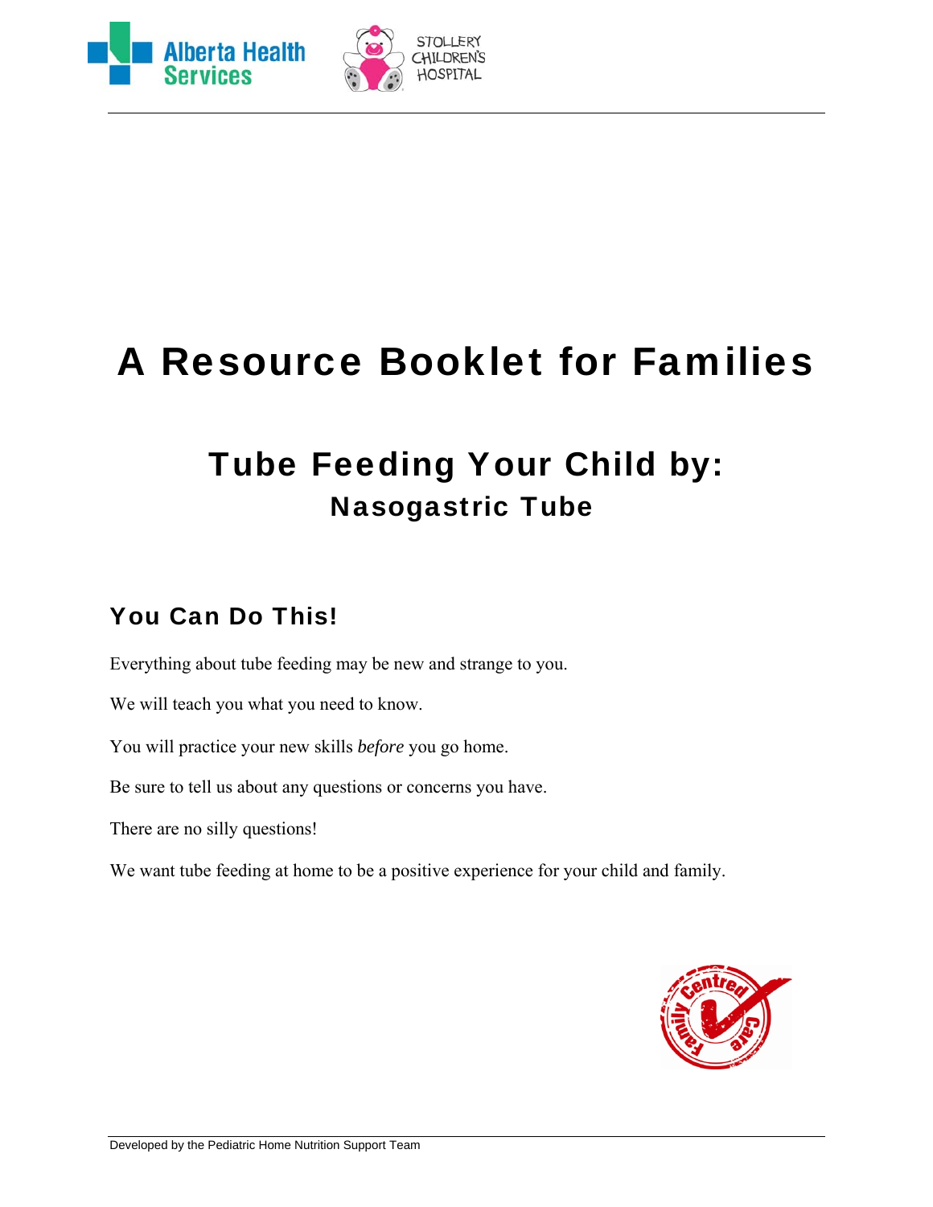# A Resource Booklet for Families

## Tube Feeding Your Child by:
### Nasogastric Tube

## You Can Do This!

Everything about tube feeding may be new and strange to you.

We will teach you what you need to know.

You will practice your new skills *before* you go home.

Be sure to tell us about any questions or concerns you have.

There are no silly questions!

We want tube feeding at home to be a positive experience for your child and family.

Developed by the Pediatric Home Nutrition Support Team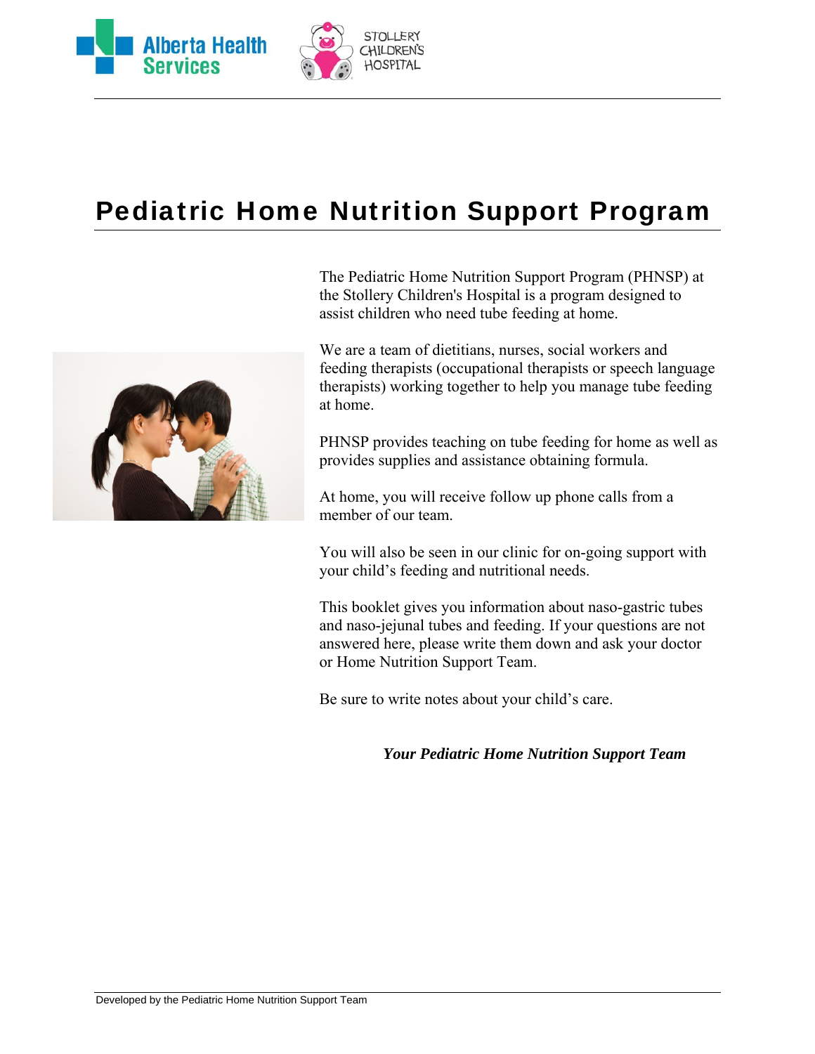# Pediatric Home Nutrition Support Program

The Pediatric Home Nutrition Support Program (PHNSP) at the Stollery Children's Hospital is a program designed to assist children who need tube feeding at home.

We are a team of dietitians, nurses, social workers and feeding therapists (occupational therapists or speech language therapists) working together to help you manage tube feeding at home.

PHNSP provides teaching on tube feeding for home as well as provides supplies and assistance obtaining formula.

At home, you will receive follow up phone calls from a member of our team.

You will also be seen in our clinic for on-going support with your child's feeding and nutritional needs.

This booklet gives you information about naso-gastric tubes and naso-jejunal tubes and feeding. If your questions are not answered here, please write them down and ask your doctor or Home Nutrition Support Team.

Be sure to write notes about your child's care.

***Your Pediatric Home Nutrition Support Team***

Developed by the Pediatric Home Nutrition Support Team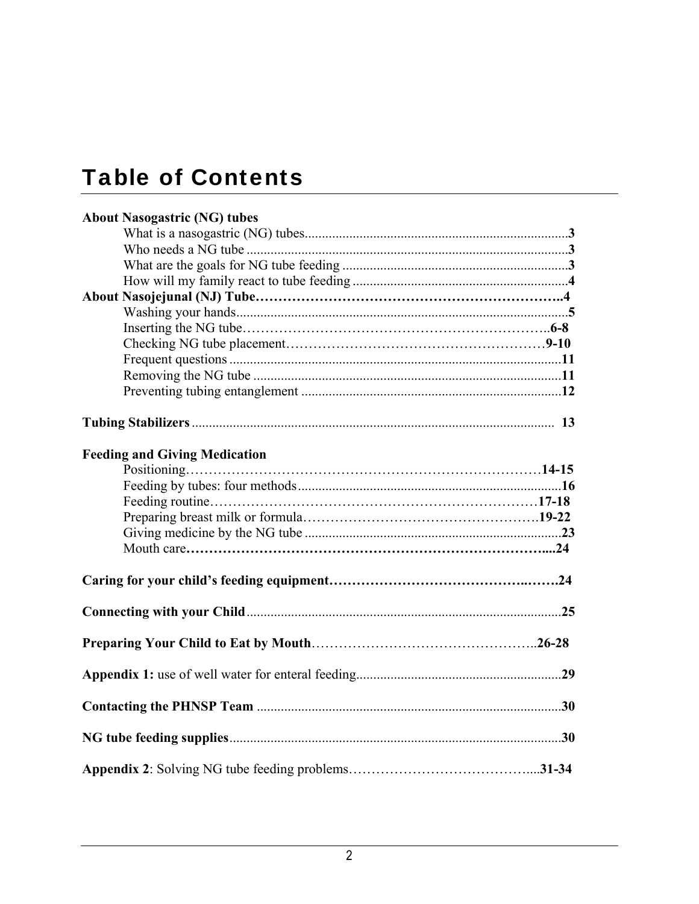# Table of Contents

**About Nasogastric (NG) tubes**

- What is a nasogastric (NG) tubes.............................................................................**3**
- Who needs a NG tube ..............................................................................................**3**
- What are the goals for NG tube feeding ..................................................................**3**
- How will my family react to tube feeding ...............................................................**4**

**About Nasojejunal (NJ) Tube……………………………………………………………..4**

- Washing your hands.................................................................................................**5**
- Inserting the NG tube………………………………………………………………..**6-8**
- Checking NG tube placement…………………………………………………**9-10**
- Frequent questions ..................................................................................................**11**
- Removing the NG tube ...........................................................................................**11**
- Preventing tubing entanglement ............................................................................**12**

**Tubing Stabilizers**.......................................................................................................... **13**

**Feeding and Giving Medication**

- Positioning……………………………………………………………………**14-15**
- Feeding by tubes: four methods.............................................................................**16**
- Feeding routine…………………………………………………………………**17-18**
- Preparing breast milk or formula………………………………………………….**19-22**
- Giving medicine by the NG tube ...........................................................................**23**
- Mouth care**…………………………………………………………………………....24**

**Caring for your child's feeding equipment………………………………………..…….24**

**Connecting with your Child**............................................................................................**25**

**Preparing Your Child to Eat by Mouth**…………………………………………..**26-28**

**Appendix 1:** use of well water for enteral feeding...........................................................**29**

**Contacting the PHNSP Team** .........................................................................................**30**

**NG tube feeding supplies**.................................................................................................**30**

**Appendix 2**: Solving NG tube feeding problems…………………………………...**31-34**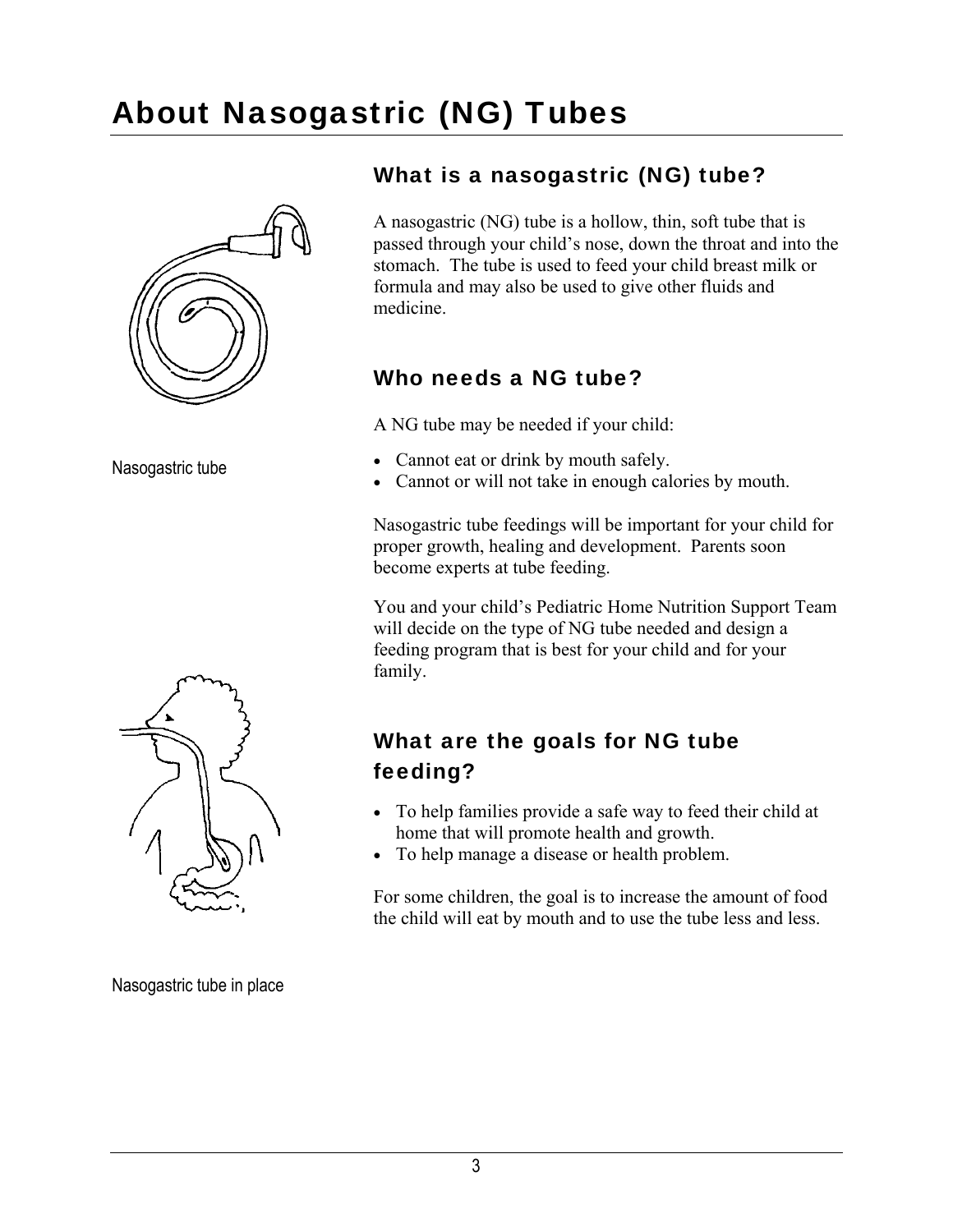# About Nasogastric (NG) Tubes

Nasogastric tube

## What is a nasogastric (NG) tube?

A nasogastric (NG) tube is a hollow, thin, soft tube that is passed through your child's nose, down the throat and into the stomach. The tube is used to feed your child breast milk or formula and may also be used to give other fluids and medicine.

## Who needs a NG tube?

A NG tube may be needed if your child:

- Cannot eat or drink by mouth safely.
- Cannot or will not take in enough calories by mouth.

Nasogastric tube feedings will be important for your child for proper growth, healing and development. Parents soon become experts at tube feeding.

You and your child's Pediatric Home Nutrition Support Team will decide on the type of NG tube needed and design a feeding program that is best for your child and for your family.

Nasogastric tube in place

## What are the goals for NG tube feeding?

- To help families provide a safe way to feed their child at home that will promote health and growth.
- To help manage a disease or health problem.

For some children, the goal is to increase the amount of food the child will eat by mouth and to use the tube less and less.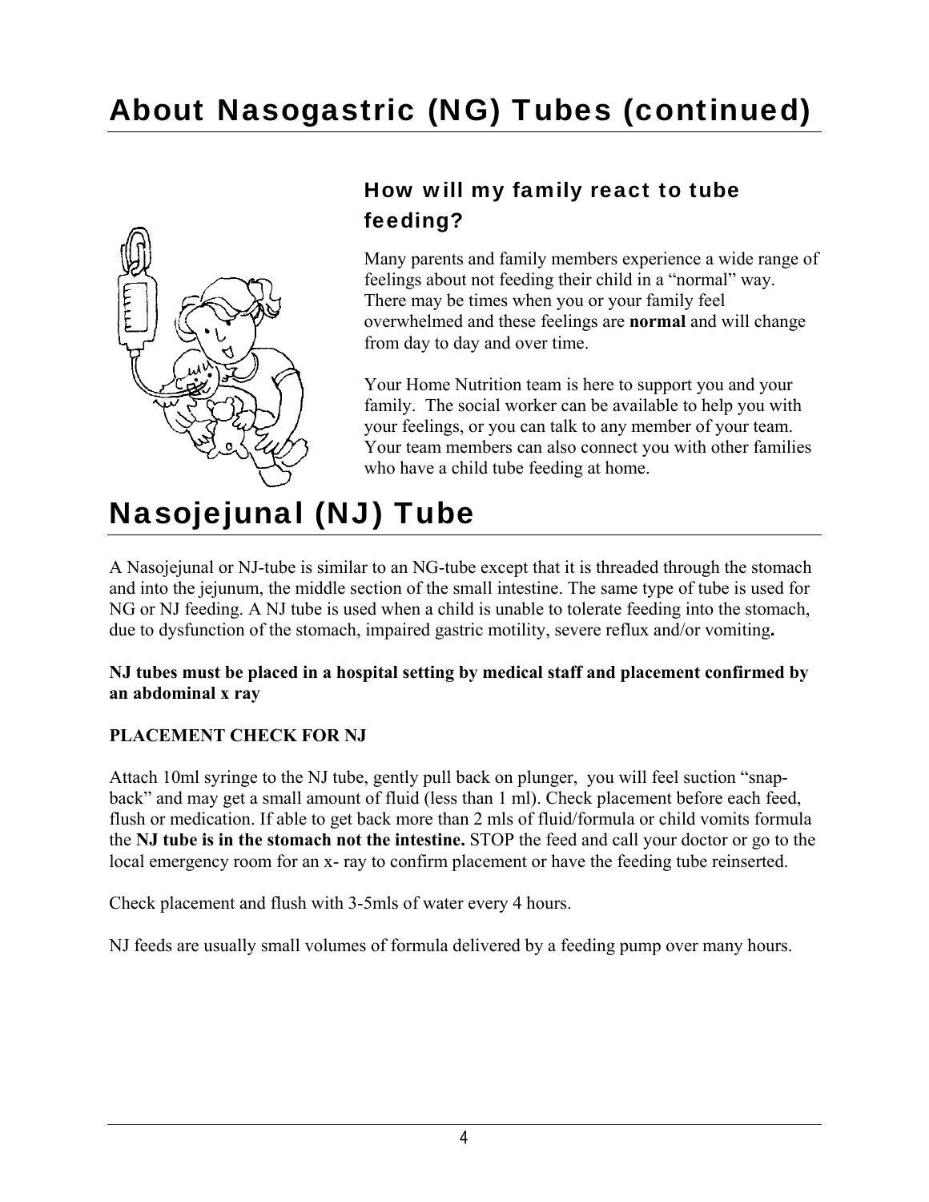# About Nasogastric (NG) Tubes (continued)

### How will my family react to tube feeding?

Many parents and family members experience a wide range of feelings about not feeding their child in a "normal" way. There may be times when you or your family feel overwhelmed and these feelings are **normal** and will change from day to day and over time.

Your Home Nutrition team is here to support you and your family. The social worker can be available to help you with your feelings, or you can talk to any member of your team. Your team members can also connect you with other families who have a child tube feeding at home.

# Nasojejunal (NJ) Tube

A Nasojejunal or NJ-tube is similar to an NG-tube except that it is threaded through the stomach and into the jejunum, the middle section of the small intestine. The same type of tube is used for NG or NJ feeding. A NJ tube is used when a child is unable to tolerate feeding into the stomach, due to dysfunction of the stomach, impaired gastric motility, severe reflux and/or vomiting**.**

**NJ tubes must be placed in a hospital setting by medical staff and placement confirmed by an abdominal x ray**

**PLACEMENT CHECK FOR NJ**

Attach 10ml syringe to the NJ tube, gently pull back on plunger, you will feel suction "snap-back" and may get a small amount of fluid (less than 1 ml). Check placement before each feed, flush or medication. If able to get back more than 2 mls of fluid/formula or child vomits formula the **NJ tube is in the stomach not the intestine.** STOP the feed and call your doctor or go to the local emergency room for an x- ray to confirm placement or have the feeding tube reinserted.

Check placement and flush with 3-5mls of water every 4 hours.

NJ feeds are usually small volumes of formula delivered by a feeding pump over many hours.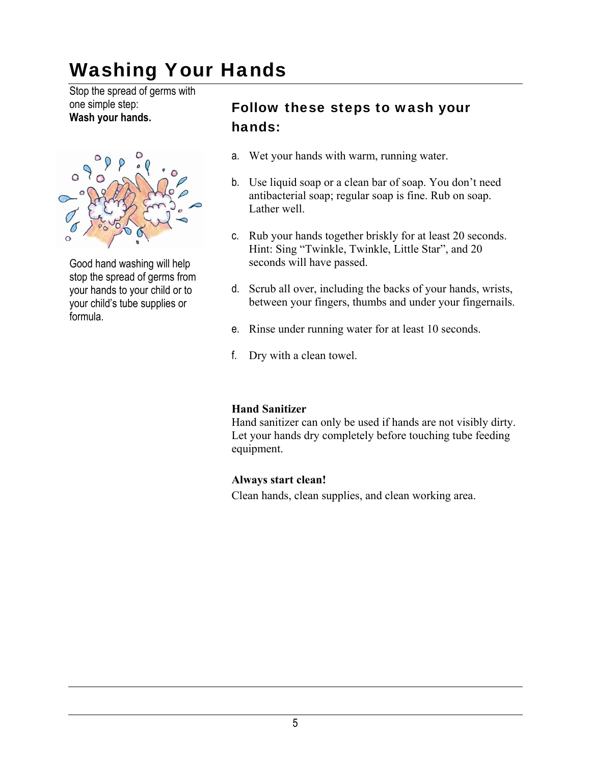# Washing Your Hands

Stop the spread of germs with one simple step:
**Wash your hands.**

Good hand washing will help stop the spread of germs from your hands to your child or to your child's tube supplies or formula.

## Follow these steps to wash your hands:

a. Wet your hands with warm, running water.

b. Use liquid soap or a clean bar of soap. You don't need antibacterial soap; regular soap is fine. Rub on soap. Lather well.

c. Rub your hands together briskly for at least 20 seconds. Hint: Sing "Twinkle, Twinkle, Little Star", and 20 seconds will have passed.

d. Scrub all over, including the backs of your hands, wrists, between your fingers, thumbs and under your fingernails.

e. Rinse under running water for at least 10 seconds.

f. Dry with a clean towel.

**Hand Sanitizer**
Hand sanitizer can only be used if hands are not visibly dirty. Let your hands dry completely before touching tube feeding equipment.

**Always start clean!**
Clean hands, clean supplies, and clean working area.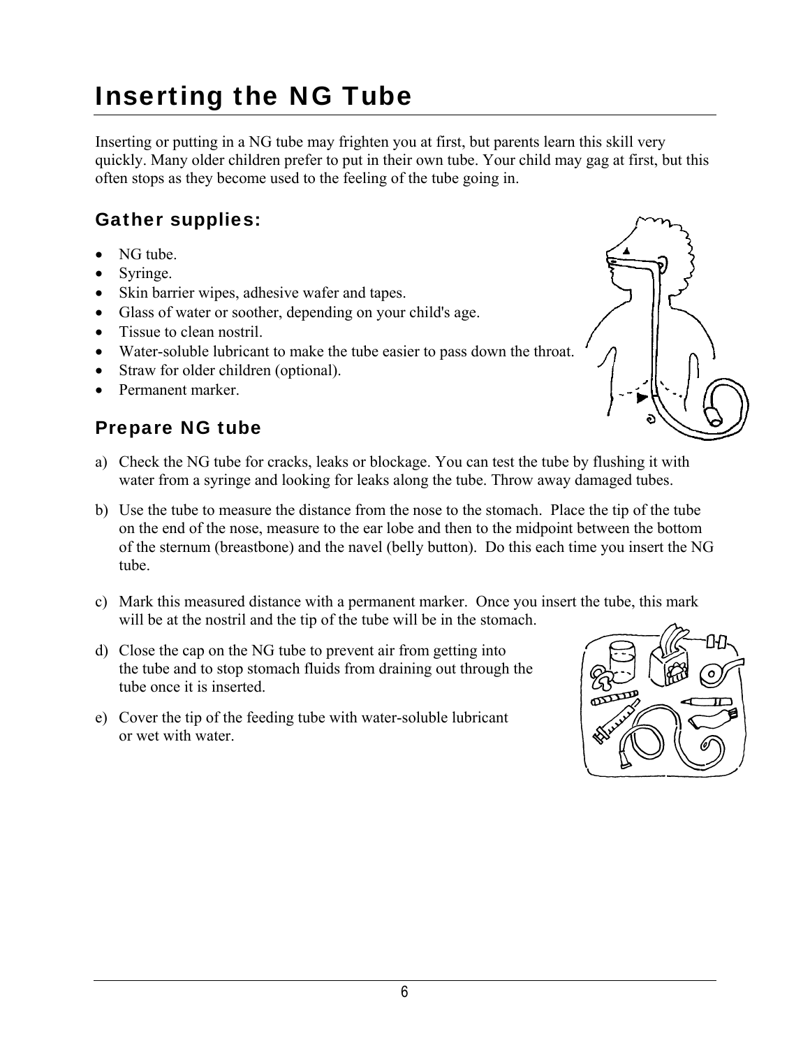# Inserting the NG Tube

Inserting or putting in a NG tube may frighten you at first, but parents learn this skill very quickly. Many older children prefer to put in their own tube. Your child may gag at first, but this often stops as they become used to the feeling of the tube going in.

## Gather supplies:

- NG tube.
- Syringe.
- Skin barrier wipes, adhesive wafer and tapes.
- Glass of water or soother, depending on your child's age.
- Tissue to clean nostril.
- Water-soluble lubricant to make the tube easier to pass down the throat.
- Straw for older children (optional).
- Permanent marker.

## Prepare NG tube

a) Check the NG tube for cracks, leaks or blockage. You can test the tube by flushing it with water from a syringe and looking for leaks along the tube. Throw away damaged tubes.

b) Use the tube to measure the distance from the nose to the stomach. Place the tip of the tube on the end of the nose, measure to the ear lobe and then to the midpoint between the bottom of the sternum (breastbone) and the navel (belly button). Do this each time you insert the NG tube.

c) Mark this measured distance with a permanent marker. Once you insert the tube, this mark will be at the nostril and the tip of the tube will be in the stomach.

d) Close the cap on the NG tube to prevent air from getting into the tube and to stop stomach fluids from draining out through the tube once it is inserted.

e) Cover the tip of the feeding tube with water-soluble lubricant or wet with water.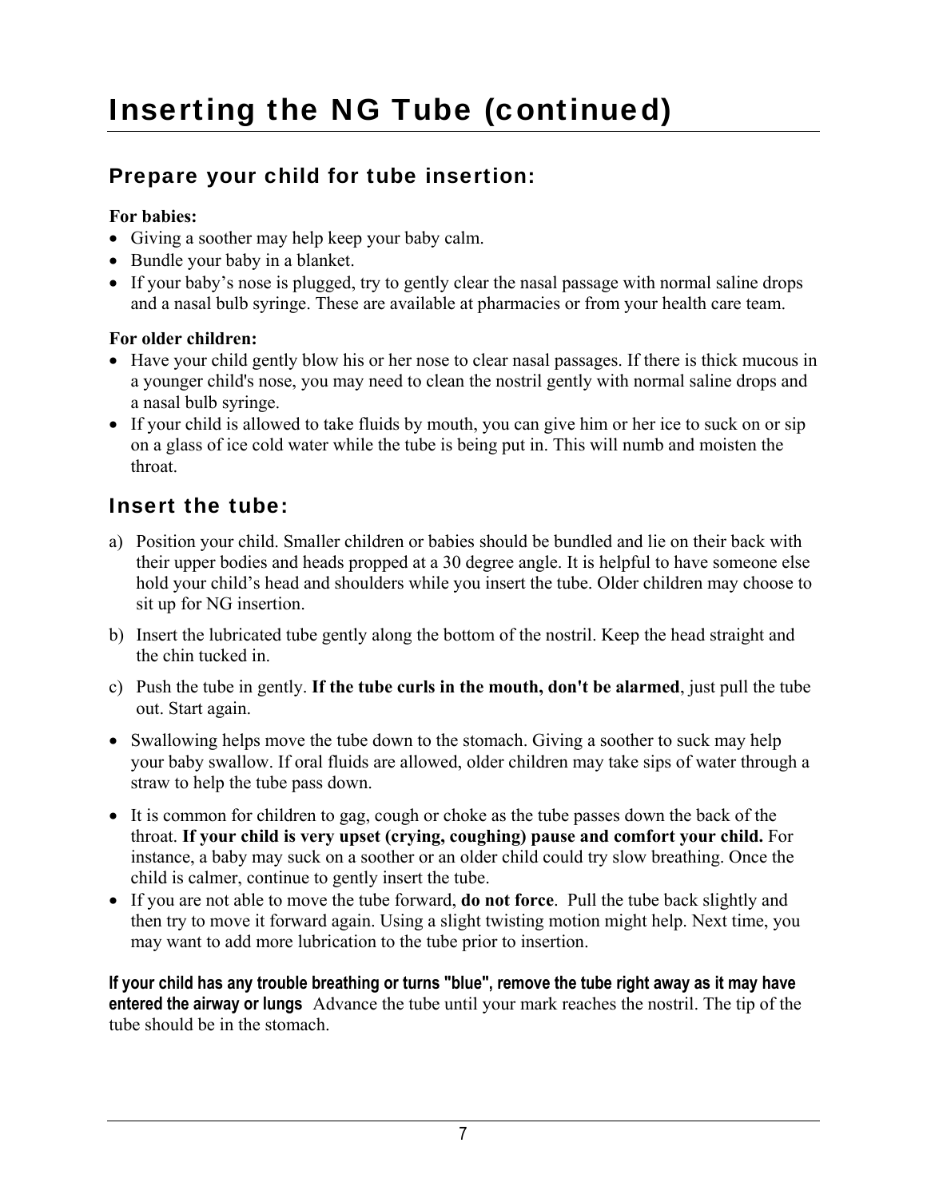# Inserting the NG Tube (continued)

## Prepare your child for tube insertion:

**For babies:**

- Giving a soother may help keep your baby calm.
- Bundle your baby in a blanket.
- If your baby's nose is plugged, try to gently clear the nasal passage with normal saline drops and a nasal bulb syringe. These are available at pharmacies or from your health care team.

**For older children:**

- Have your child gently blow his or her nose to clear nasal passages. If there is thick mucous in a younger child's nose, you may need to clean the nostril gently with normal saline drops and a nasal bulb syringe.
- If your child is allowed to take fluids by mouth, you can give him or her ice to suck on or sip on a glass of ice cold water while the tube is being put in. This will numb and moisten the throat.

## Insert the tube:

a) Position your child. Smaller children or babies should be bundled and lie on their back with their upper bodies and heads propped at a 30 degree angle. It is helpful to have someone else hold your child's head and shoulders while you insert the tube. Older children may choose to sit up for NG insertion.

b) Insert the lubricated tube gently along the bottom of the nostril. Keep the head straight and the chin tucked in.

c) Push the tube in gently. **If the tube curls in the mouth, don't be alarmed**, just pull the tube out. Start again.

- Swallowing helps move the tube down to the stomach. Giving a soother to suck may help your baby swallow. If oral fluids are allowed, older children may take sips of water through a straw to help the tube pass down.
- It is common for children to gag, cough or choke as the tube passes down the back of the throat. **If your child is very upset (crying, coughing) pause and comfort your child.** For instance, a baby may suck on a soother or an older child could try slow breathing. Once the child is calmer, continue to gently insert the tube.
- If you are not able to move the tube forward, **do not force**. Pull the tube back slightly and then try to move it forward again. Using a slight twisting motion might help. Next time, you may want to add more lubrication to the tube prior to insertion.

**If your child has any trouble breathing or turns "blue", remove the tube right away as it may have entered the airway or lungs** Advance the tube until your mark reaches the nostril. The tip of the tube should be in the stomach.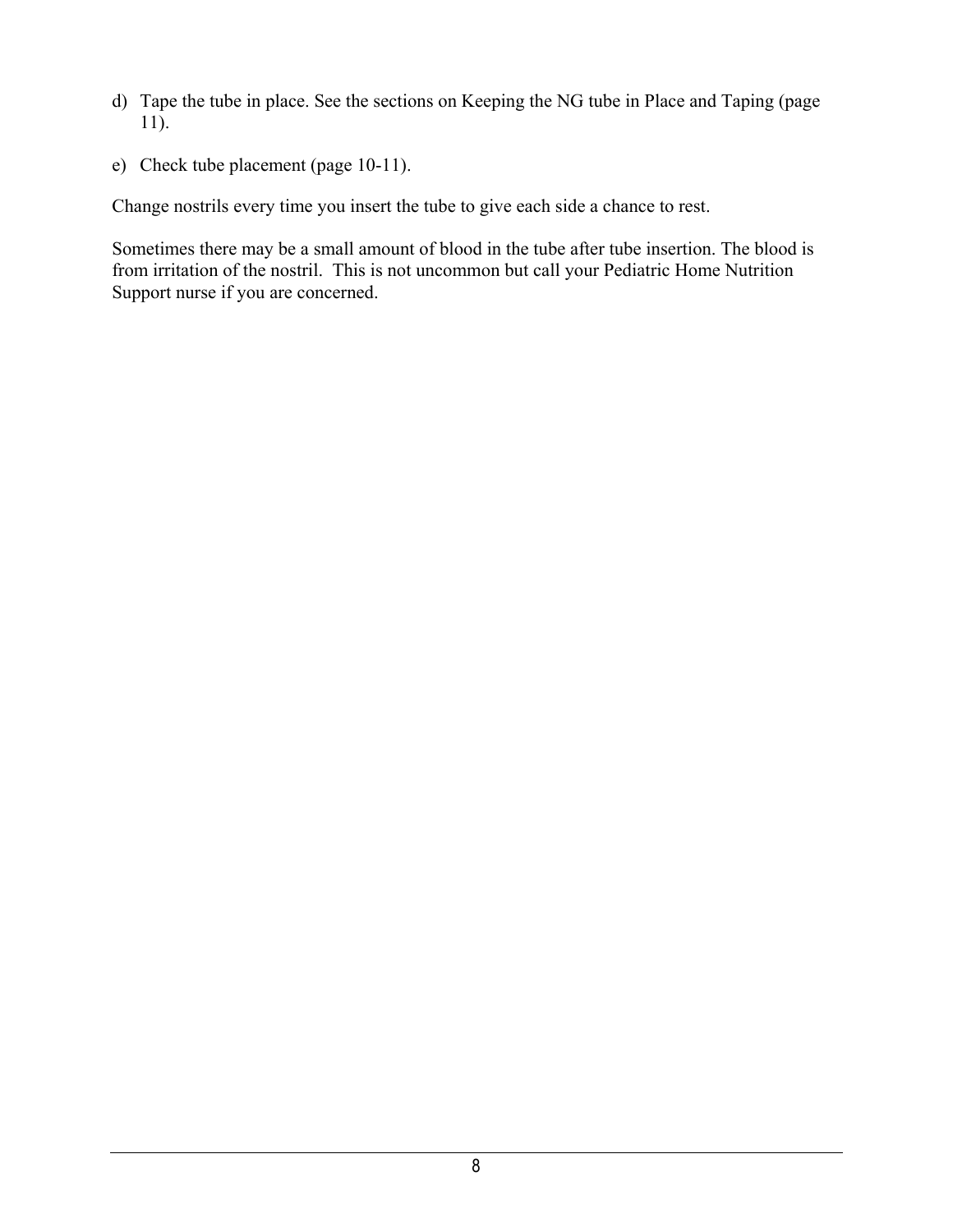d) Tape the tube in place. See the sections on Keeping the NG tube in Place and Taping (page 11).

e) Check tube placement (page 10-11).

Change nostrils every time you insert the tube to give each side a chance to rest.

Sometimes there may be a small amount of blood in the tube after tube insertion. The blood is from irritation of the nostril. This is not uncommon but call your Pediatric Home Nutrition Support nurse if you are concerned.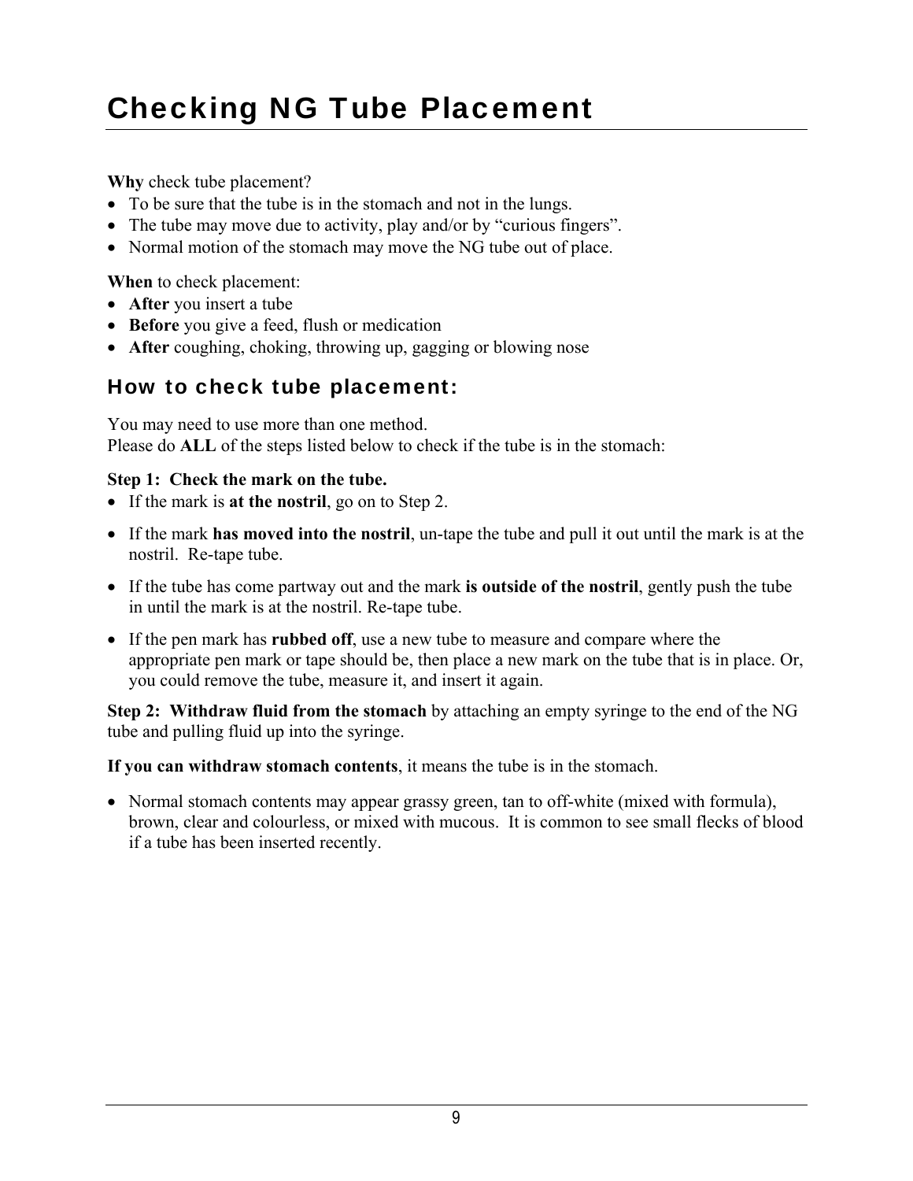# Checking NG Tube Placement

**Why** check tube placement?

- To be sure that the tube is in the stomach and not in the lungs.
- The tube may move due to activity, play and/or by "curious fingers".
- Normal motion of the stomach may move the NG tube out of place.

**When** to check placement:

- **After** you insert a tube
- **Before** you give a feed, flush or medication
- **After** coughing, choking, throwing up, gagging or blowing nose

## How to check tube placement:

You may need to use more than one method.
Please do **ALL** of the steps listed below to check if the tube is in the stomach:

**Step 1: Check the mark on the tube.**

- If the mark is **at the nostril**, go on to Step 2.
- If the mark **has moved into the nostril**, un-tape the tube and pull it out until the mark is at the nostril. Re-tape tube.
- If the tube has come partway out and the mark **is outside of the nostril**, gently push the tube in until the mark is at the nostril. Re-tape tube.
- If the pen mark has **rubbed off**, use a new tube to measure and compare where the appropriate pen mark or tape should be, then place a new mark on the tube that is in place. Or, you could remove the tube, measure it, and insert it again.

**Step 2: Withdraw fluid from the stomach** by attaching an empty syringe to the end of the NG tube and pulling fluid up into the syringe.

**If you can withdraw stomach contents**, it means the tube is in the stomach.

- Normal stomach contents may appear grassy green, tan to off-white (mixed with formula), brown, clear and colourless, or mixed with mucous. It is common to see small flecks of blood if a tube has been inserted recently.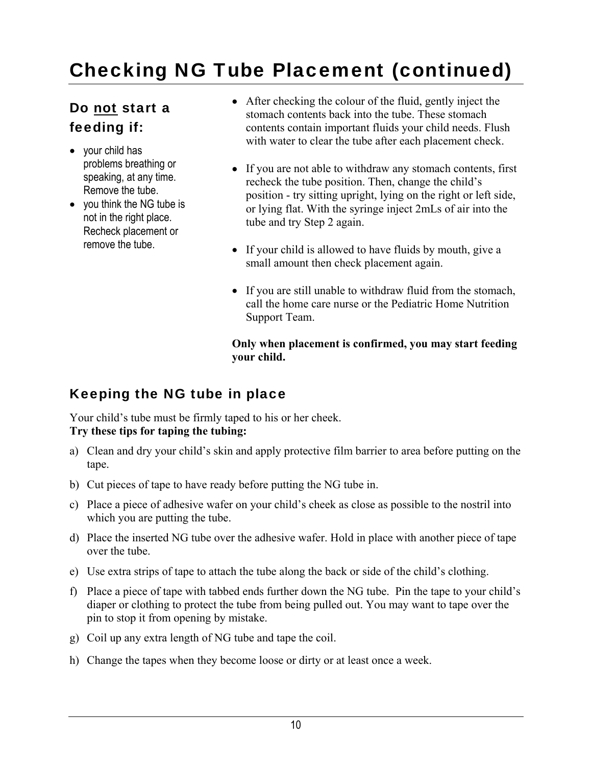# Checking NG Tube Placement (continued)

### Do <u>not</u> start a feeding if:

- your child has problems breathing or speaking, at any time. Remove the tube.
- you think the NG tube is not in the right place. Recheck placement or remove the tube.

- After checking the colour of the fluid, gently inject the stomach contents back into the tube. These stomach contents contain important fluids your child needs. Flush with water to clear the tube after each placement check.
- If you are not able to withdraw any stomach contents, first recheck the tube position. Then, change the child's position - try sitting upright, lying on the right or left side, or lying flat. With the syringe inject 2mLs of air into the tube and try Step 2 again.
- If your child is allowed to have fluids by mouth, give a small amount then check placement again.
- If you are still unable to withdraw fluid from the stomach, call the home care nurse or the Pediatric Home Nutrition Support Team.

**Only when placement is confirmed, you may start feeding your child.**

## Keeping the NG tube in place

Your child's tube must be firmly taped to his or her cheek.
**Try these tips for taping the tubing:**

a) Clean and dry your child's skin and apply protective film barrier to area before putting on the tape.

b) Cut pieces of tape to have ready before putting the NG tube in.

c) Place a piece of adhesive wafer on your child's cheek as close as possible to the nostril into which you are putting the tube.

d) Place the inserted NG tube over the adhesive wafer. Hold in place with another piece of tape over the tube.

e) Use extra strips of tape to attach the tube along the back or side of the child's clothing.

f) Place a piece of tape with tabbed ends further down the NG tube. Pin the tape to your child's diaper or clothing to protect the tube from being pulled out. You may want to tape over the pin to stop it from opening by mistake.

g) Coil up any extra length of NG tube and tape the coil.

h) Change the tapes when they become loose or dirty or at least once a week.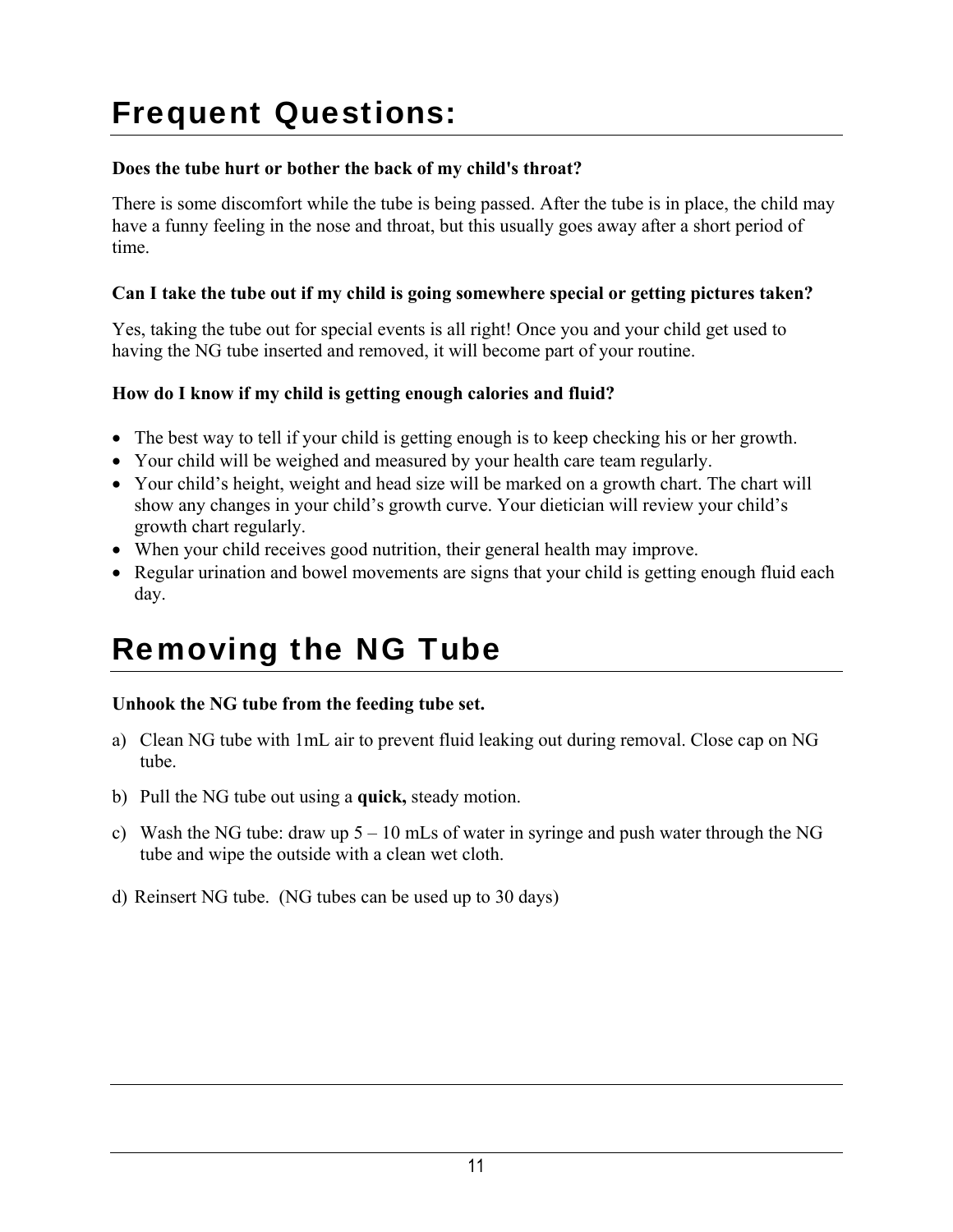# Frequent Questions:

**Does the tube hurt or bother the back of my child's throat?**

There is some discomfort while the tube is being passed. After the tube is in place, the child may have a funny feeling in the nose and throat, but this usually goes away after a short period of time.

**Can I take the tube out if my child is going somewhere special or getting pictures taken?**

Yes, taking the tube out for special events is all right! Once you and your child get used to having the NG tube inserted and removed, it will become part of your routine.

**How do I know if my child is getting enough calories and fluid?**

- The best way to tell if your child is getting enough is to keep checking his or her growth.
- Your child will be weighed and measured by your health care team regularly.
- Your child’s height, weight and head size will be marked on a growth chart. The chart will show any changes in your child’s growth curve. Your dietician will review your child’s growth chart regularly.
- When your child receives good nutrition, their general health may improve.
- Regular urination and bowel movements are signs that your child is getting enough fluid each day.

# Removing the NG Tube

**Unhook the NG tube from the feeding tube set.**

a) Clean NG tube with 1mL air to prevent fluid leaking out during removal. Close cap on NG tube.

b) Pull the NG tube out using a **quick,** steady motion.

c) Wash the NG tube: draw up 5 – 10 mLs of water in syringe and push water through the NG tube and wipe the outside with a clean wet cloth.

d) Reinsert NG tube. (NG tubes can be used up to 30 days)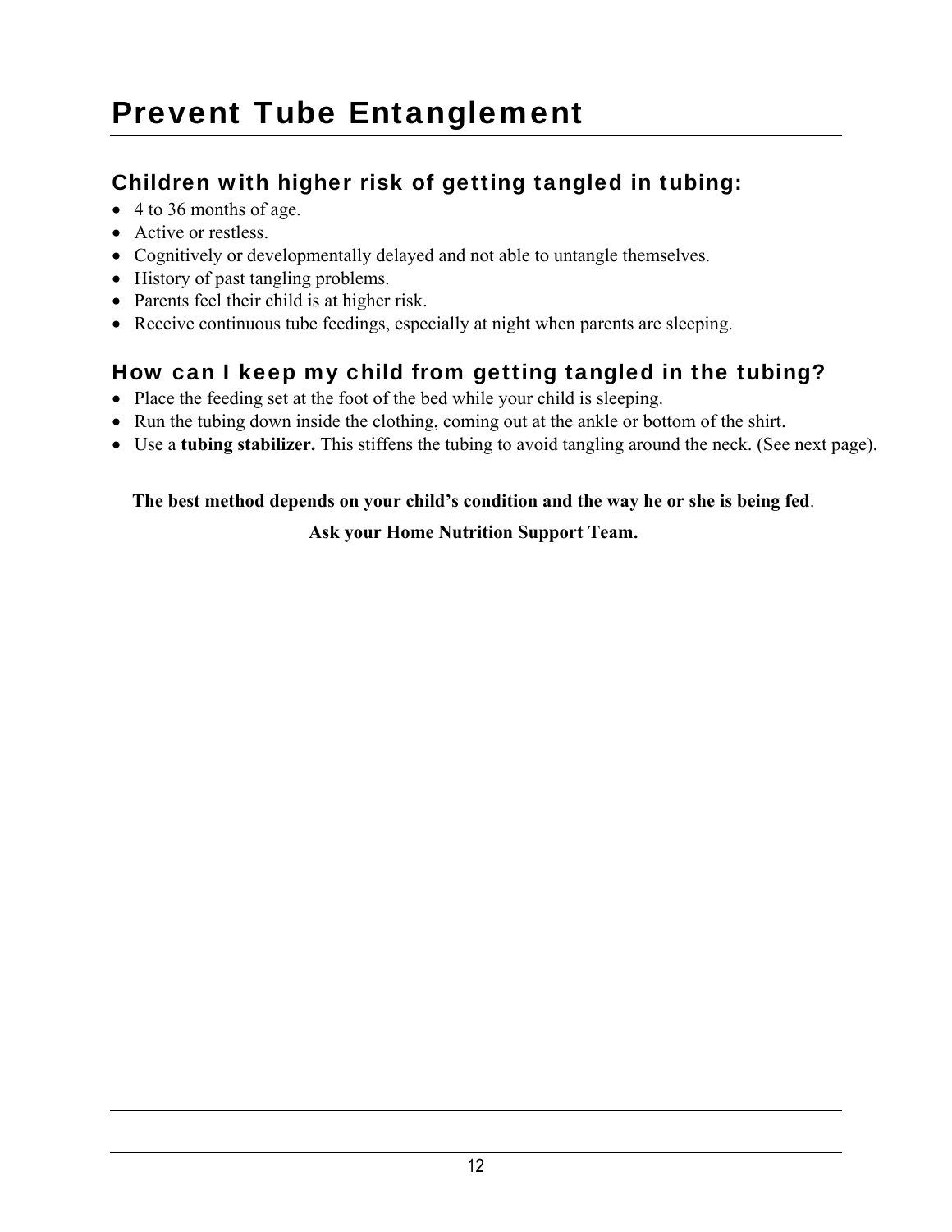# Prevent Tube Entanglement

## Children with higher risk of getting tangled in tubing:

- 4 to 36 months of age.
- Active or restless.
- Cognitively or developmentally delayed and not able to untangle themselves.
- History of past tangling problems.
- Parents feel their child is at higher risk.
- Receive continuous tube feedings, especially at night when parents are sleeping.

## How can I keep my child from getting tangled in the tubing?

- Place the feeding set at the foot of the bed while your child is sleeping.
- Run the tubing down inside the clothing, coming out at the ankle or bottom of the shirt.
- Use a **tubing stabilizer.** This stiffens the tubing to avoid tangling around the neck. (See next page).

**The best method depends on your child's condition and the way he or she is being fed**.

**Ask your Home Nutrition Support Team.**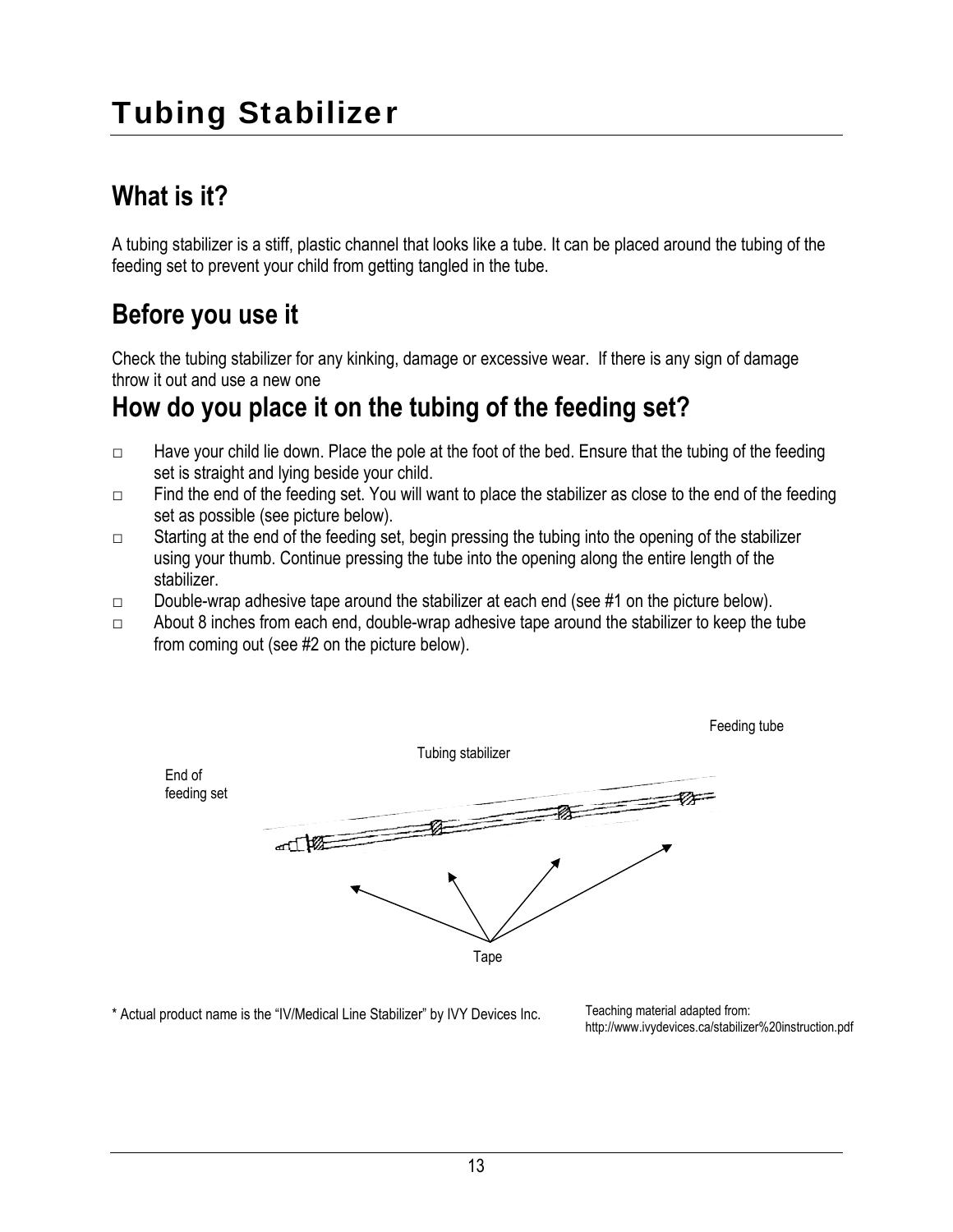# Tubing Stabilizer

## What is it?

A tubing stabilizer is a stiff, plastic channel that looks like a tube. It can be placed around the tubing of the feeding set to prevent your child from getting tangled in the tube.

## Before you use it

Check the tubing stabilizer for any kinking, damage or excessive wear. If there is any sign of damage throw it out and use a new one

## How do you place it on the tubing of the feeding set?

- Have your child lie down. Place the pole at the foot of the bed. Ensure that the tubing of the feeding set is straight and lying beside your child.
- Find the end of the feeding set. You will want to place the stabilizer as close to the end of the feeding set as possible (see picture below).
- Starting at the end of the feeding set, begin pressing the tubing into the opening of the stabilizer using your thumb. Continue pressing the tube into the opening along the entire length of the stabilizer.
- Double-wrap adhesive tape around the stabilizer at each end (see #1 on the picture below).
- About 8 inches from each end, double-wrap adhesive tape around the stabilizer to keep the tube from coming out (see #2 on the picture below).

Feeding tube

Tubing stabilizer

End of feeding set

Tape

* Actual product name is the "IV/Medical Line Stabilizer" by IVY Devices Inc.

Teaching material adapted from: http://www.ivydevices.ca/stabilizer%20instruction.pdf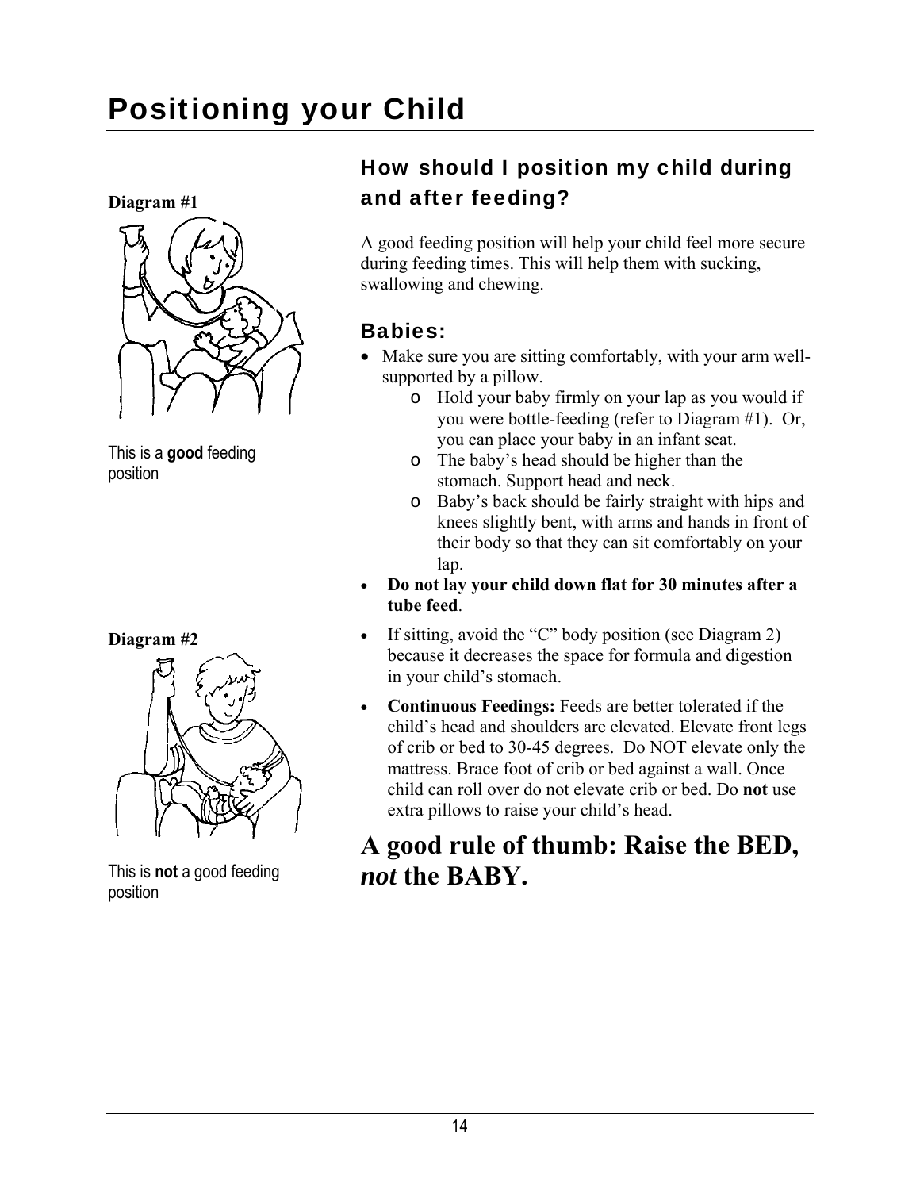# Positioning your Child

**Diagram #1**

This is a **good** feeding position

**Diagram #2**

This is **not** a good feeding position

## How should I position my child during and after feeding?

A good feeding position will help your child feel more secure during feeding times. This will help them with sucking, swallowing and chewing.

### Babies:

- Make sure you are sitting comfortably, with your arm well-supported by a pillow.
    - Hold your baby firmly on your lap as you would if you were bottle-feeding (refer to Diagram #1). Or, you can place your baby in an infant seat.
    - The baby's head should be higher than the stomach. Support head and neck.
    - Baby's back should be fairly straight with hips and knees slightly bent, with arms and hands in front of their body so that they can sit comfortably on your lap.
- **Do not lay your child down flat for 30 minutes after a tube feed**.
- If sitting, avoid the "C" body position (see Diagram 2) because it decreases the space for formula and digestion in your child's stomach.
- **Continuous Feedings:** Feeds are better tolerated if the child's head and shoulders are elevated. Elevate front legs of crib or bed to 30-45 degrees. Do NOT elevate only the mattress. Brace foot of crib or bed against a wall. Once child can roll over do not elevate crib or bed. Do **not** use extra pillows to raise your child's head.

## A good rule of thumb: Raise the BED, ***not*** the BABY.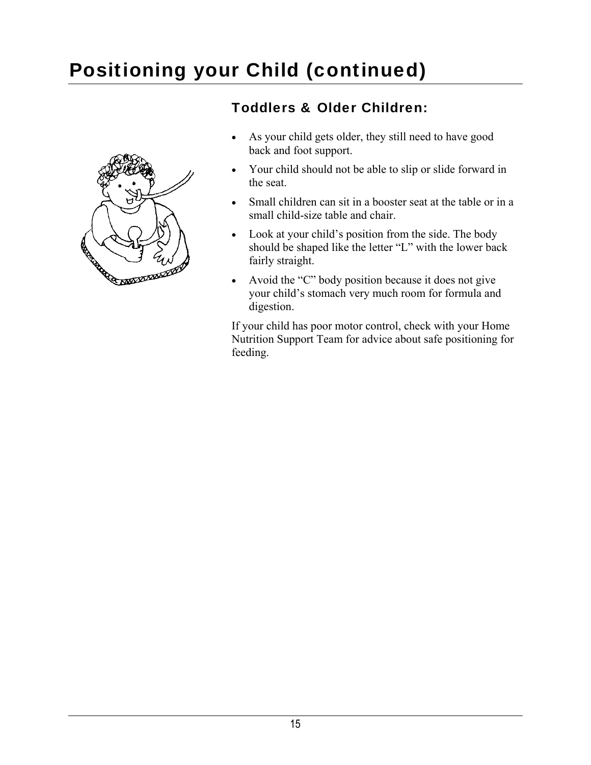# Positioning your Child (continued)

## Toddlers & Older Children:

- As your child gets older, they still need to have good back and foot support.
- Your child should not be able to slip or slide forward in the seat.
- Small children can sit in a booster seat at the table or in a small child-size table and chair.
- Look at your child's position from the side. The body should be shaped like the letter "L" with the lower back fairly straight.
- Avoid the "C" body position because it does not give your child's stomach very much room for formula and digestion.

If your child has poor motor control, check with your Home Nutrition Support Team for advice about safe positioning for feeding.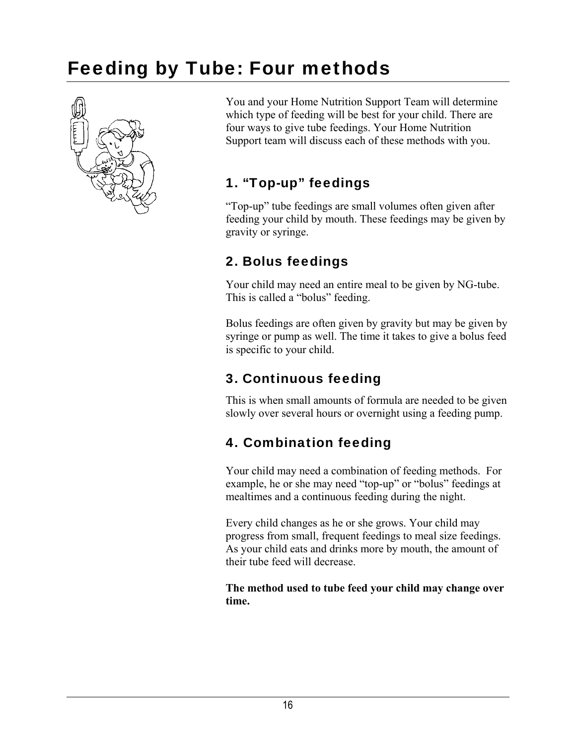# Feeding by Tube: Four methods

You and your Home Nutrition Support Team will determine which type of feeding will be best for your child. There are four ways to give tube feedings. Your Home Nutrition Support team will discuss each of these methods with you.

## 1. "Top-up" feedings

"Top-up" tube feedings are small volumes often given after feeding your child by mouth. These feedings may be given by gravity or syringe.

## 2. Bolus feedings

Your child may need an entire meal to be given by NG-tube. This is called a "bolus" feeding.

Bolus feedings are often given by gravity but may be given by syringe or pump as well. The time it takes to give a bolus feed is specific to your child.

## 3. Continuous feeding

This is when small amounts of formula are needed to be given slowly over several hours or overnight using a feeding pump.

## 4. Combination feeding

Your child may need a combination of feeding methods. For example, he or she may need "top-up" or "bolus" feedings at mealtimes and a continuous feeding during the night.

Every child changes as he or she grows. Your child may progress from small, frequent feedings to meal size feedings. As your child eats and drinks more by mouth, the amount of their tube feed will decrease.

**The method used to tube feed your child may change over time.**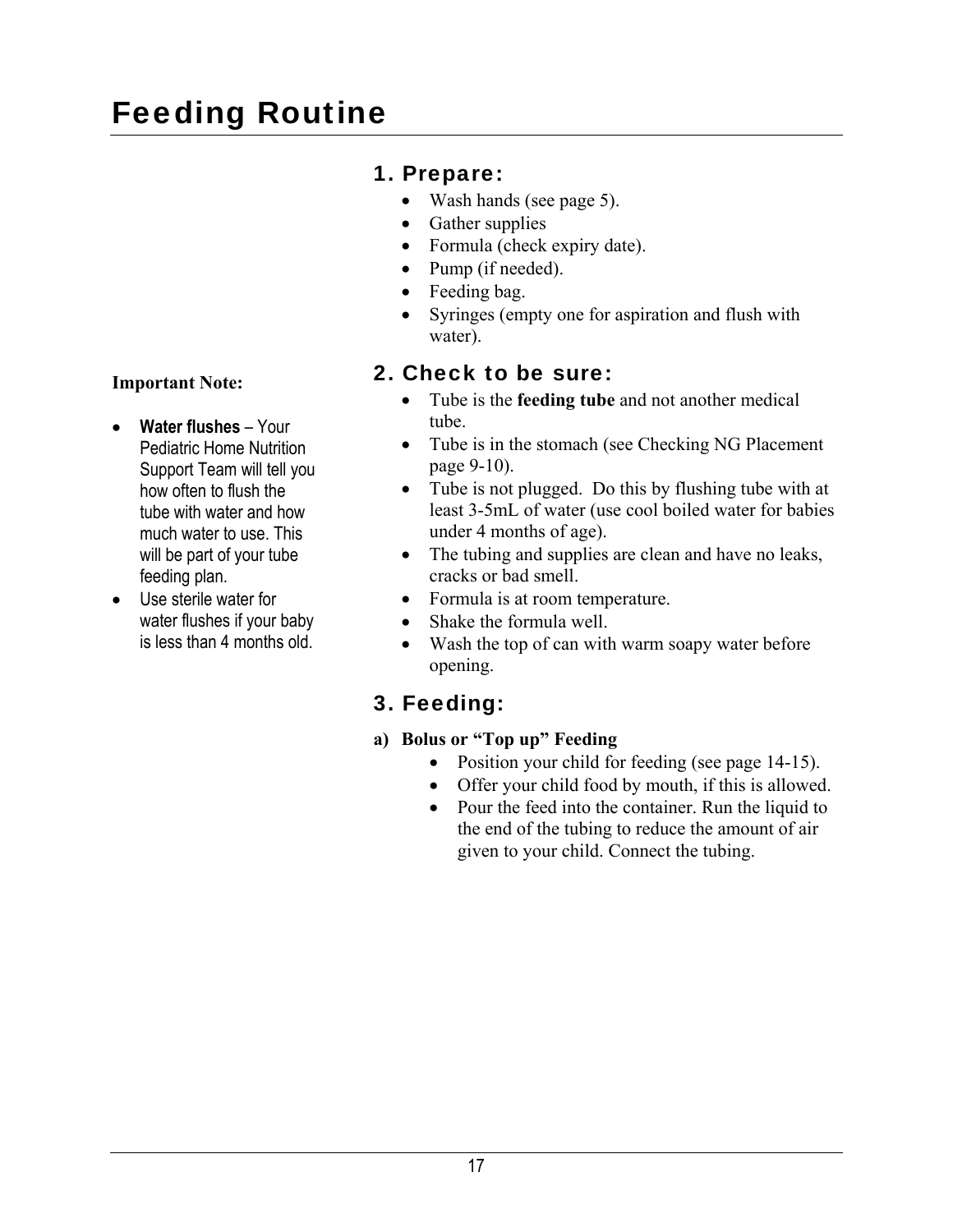# Feeding Routine

## 1. Prepare:

- Wash hands (see page 5).
- Gather supplies
- Formula (check expiry date).
- Pump (if needed).
- Feeding bag.
- Syringes (empty one for aspiration and flush with water).

**Important Note:**

- **Water flushes** – Your Pediatric Home Nutrition Support Team will tell you how often to flush the tube with water and how much water to use. This will be part of your tube feeding plan.
- Use sterile water for water flushes if your baby is less than 4 months old.

## 2. Check to be sure:

- Tube is the **feeding tube** and not another medical tube.
- Tube is in the stomach (see Checking NG Placement page 9-10).
- Tube is not plugged. Do this by flushing tube with at least 3-5mL of water (use cool boiled water for babies under 4 months of age).
- The tubing and supplies are clean and have no leaks, cracks or bad smell.
- Formula is at room temperature.
- Shake the formula well.
- Wash the top of can with warm soapy water before opening.

## 3. Feeding:

**a) Bolus or "Top up" Feeding**

- Position your child for feeding (see page 14-15).
- Offer your child food by mouth, if this is allowed.
- Pour the feed into the container. Run the liquid to the end of the tubing to reduce the amount of air given to your child. Connect the tubing.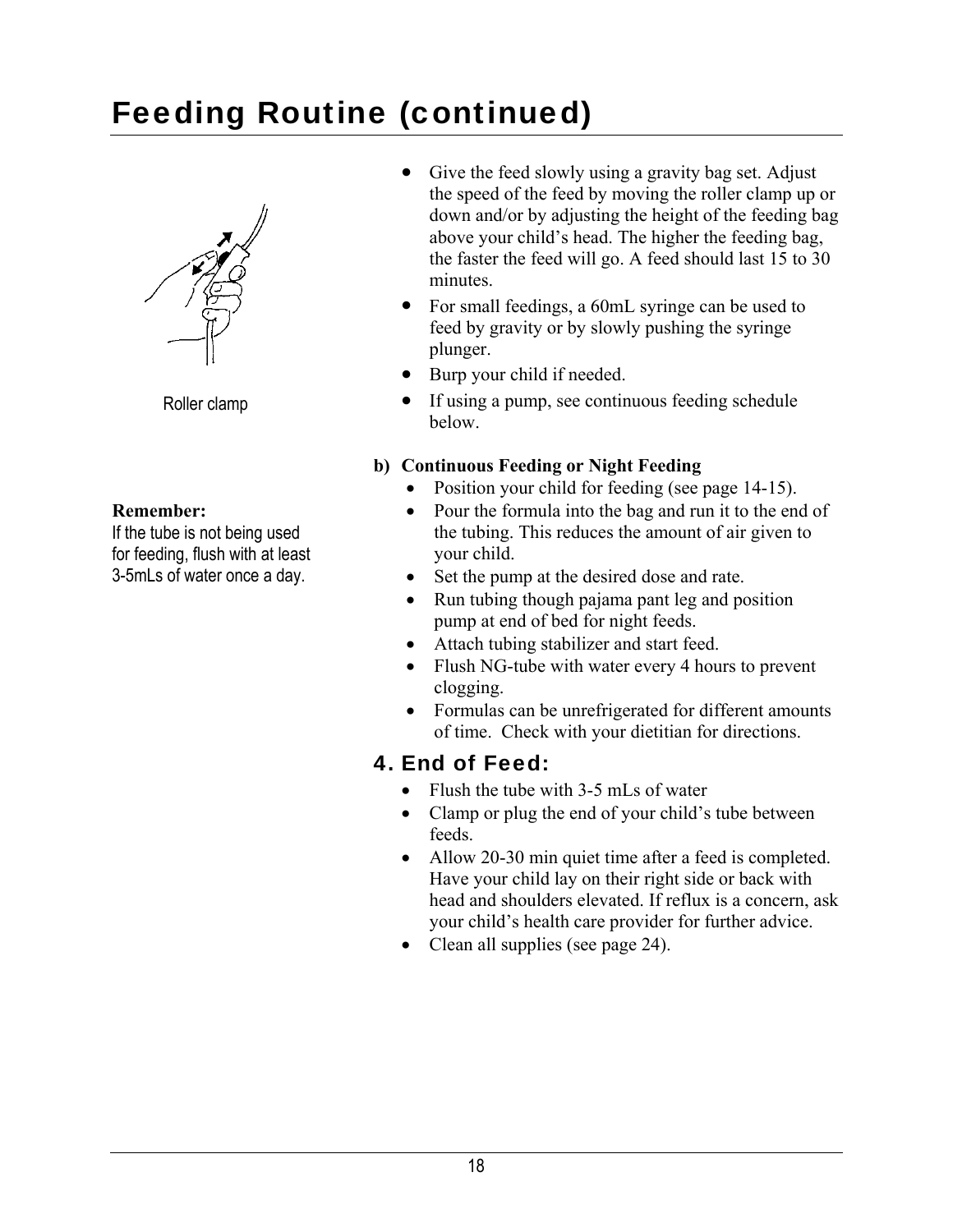# Feeding Routine (continued)

Roller clamp

**Remember:**
If the tube is not being used for feeding, flush with at least 3-5mLs of water once a day.

- Give the feed slowly using a gravity bag set. Adjust the speed of the feed by moving the roller clamp up or down and/or by adjusting the height of the feeding bag above your child's head. The higher the feeding bag, the faster the feed will go. A feed should last 15 to 30 minutes.
- For small feedings, a 60mL syringe can be used to feed by gravity or by slowly pushing the syringe plunger.
- Burp your child if needed.
- If using a pump, see continuous feeding schedule below.

**b) Continuous Feeding or Night Feeding**

- Position your child for feeding (see page 14-15).
- Pour the formula into the bag and run it to the end of the tubing. This reduces the amount of air given to your child.
- Set the pump at the desired dose and rate.
- Run tubing though pajama pant leg and position pump at end of bed for night feeds.
- Attach tubing stabilizer and start feed.
- Flush NG-tube with water every 4 hours to prevent clogging.
- Formulas can be unrefrigerated for different amounts of time. Check with your dietitian for directions.

## 4. End of Feed:

- Flush the tube with 3-5 mLs of water
- Clamp or plug the end of your child's tube between feeds.
- Allow 20-30 min quiet time after a feed is completed. Have your child lay on their right side or back with head and shoulders elevated. If reflux is a concern, ask your child's health care provider for further advice.
- Clean all supplies (see page 24).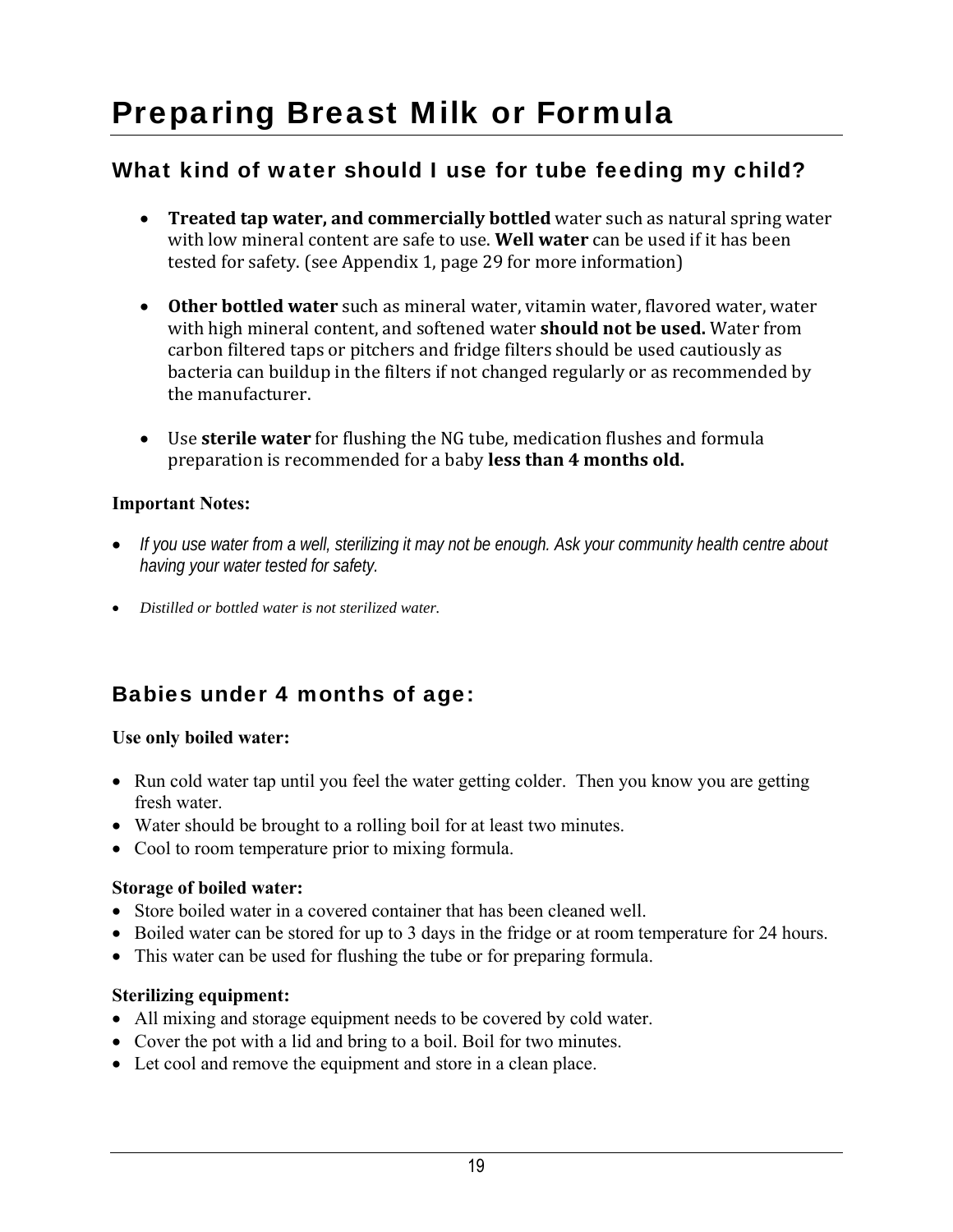# Preparing Breast Milk or Formula

## What kind of water should I use for tube feeding my child?

- **Treated tap water, and commercially bottled** water such as natural spring water with low mineral content are safe to use. **Well water** can be used if it has been tested for safety. (see Appendix 1, page 29 for more information)

- **Other bottled water** such as mineral water, vitamin water, flavored water, water with high mineral content, and softened water **should not be used.** Water from carbon filtered taps or pitchers and fridge filters should be used cautiously as bacteria can buildup in the filters if not changed regularly or as recommended by the manufacturer.

- Use **sterile water** for flushing the NG tube, medication flushes and formula preparation is recommended for a baby **less than 4 months old.**

**Important Notes:**

- *If you use water from a well, sterilizing it may not be enough. Ask your community health centre about having your water tested for safety.*

- *Distilled or bottled water is not sterilized water.*

## Babies under 4 months of age:

**Use only boiled water:**

- Run cold water tap until you feel the water getting colder. Then you know you are getting fresh water.
- Water should be brought to a rolling boil for at least two minutes.
- Cool to room temperature prior to mixing formula.

**Storage of boiled water:**

- Store boiled water in a covered container that has been cleaned well.
- Boiled water can be stored for up to 3 days in the fridge or at room temperature for 24 hours.
- This water can be used for flushing the tube or for preparing formula.

**Sterilizing equipment:**

- All mixing and storage equipment needs to be covered by cold water.
- Cover the pot with a lid and bring to a boil. Boil for two minutes.
- Let cool and remove the equipment and store in a clean place.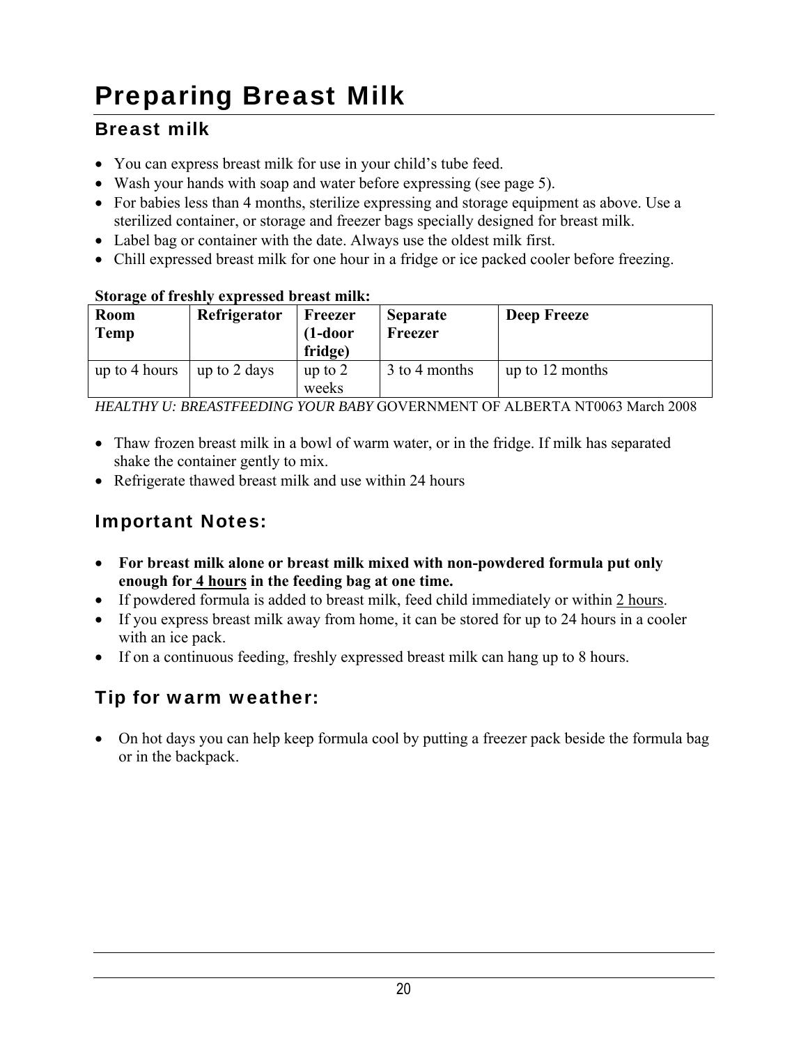# Preparing Breast Milk

## Breast milk

- You can express breast milk for use in your child's tube feed.
- Wash your hands with soap and water before expressing (see page 5).
- For babies less than 4 months, sterilize expressing and storage equipment as above. Use a sterilized container, or storage and freezer bags specially designed for breast milk.
- Label bag or container with the date. Always use the oldest milk first.
- Chill expressed breast milk for one hour in a fridge or ice packed cooler before freezing.

**Storage of freshly expressed breast milk:**

| Room Temp | Refrigerator | Freezer (1-door fridge) | Separate Freezer | Deep Freeze |
|---|---|---|---|---|
| up to 4 hours | up to 2 days | up to 2 weeks | 3 to 4 months | up to 12 months |

*HEALTHY U: BREASTFEEDING YOUR BABY* GOVERNMENT OF ALBERTA NT0063 March 2008

- Thaw frozen breast milk in a bowl of warm water, or in the fridge. If milk has separated shake the container gently to mix.
- Refrigerate thawed breast milk and use within 24 hours

## Important Notes:

- **For breast milk alone or breast milk mixed with non-powdered formula put only enough for <u>4 hours</u> in the feeding bag at one time.**
- If powdered formula is added to breast milk, feed child immediately or within <u>2 hours</u>.
- If you express breast milk away from home, it can be stored for up to 24 hours in a cooler with an ice pack.
- If on a continuous feeding, freshly expressed breast milk can hang up to 8 hours.

## Tip for warm weather:

- On hot days you can help keep formula cool by putting a freezer pack beside the formula bag or in the backpack.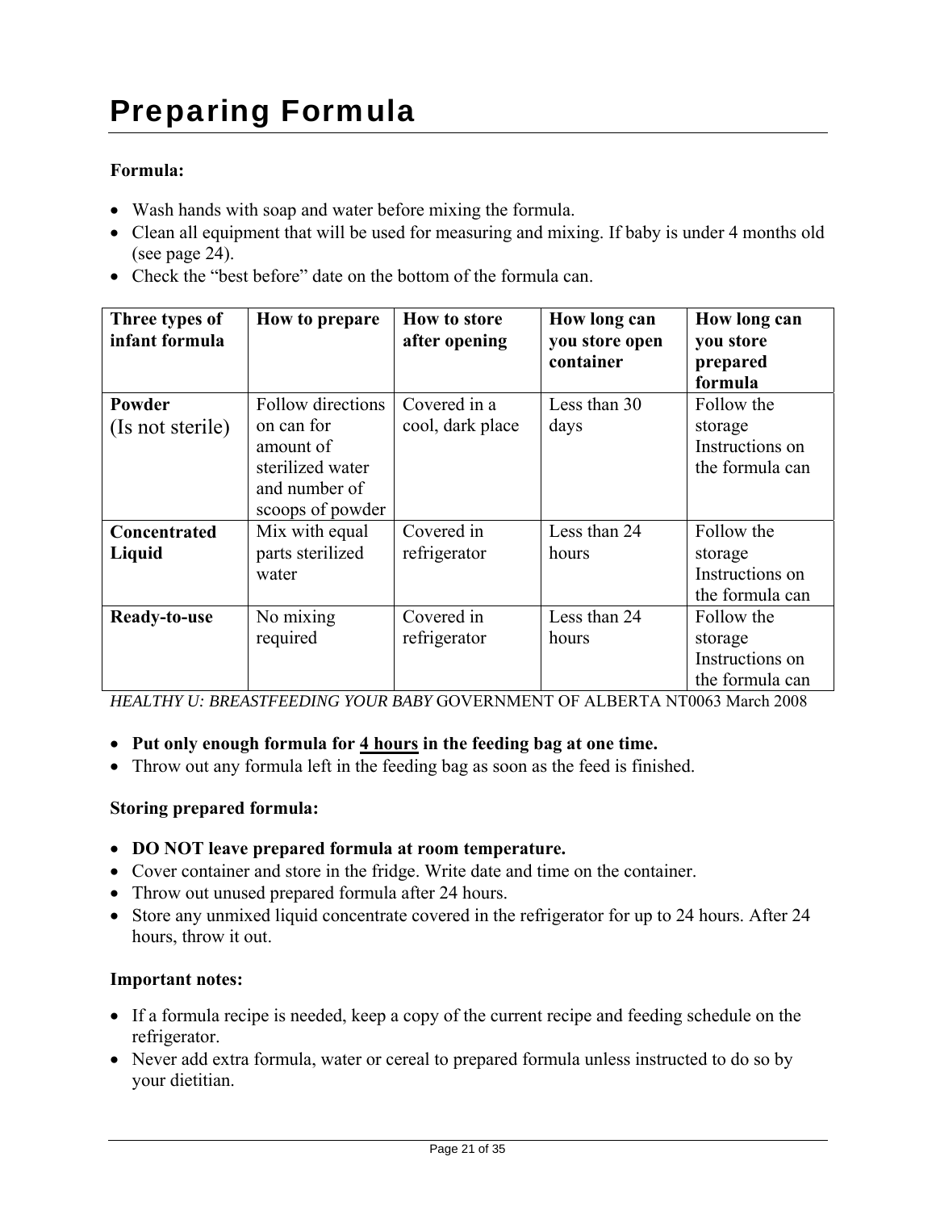# Preparing Formula

**Formula:**

- Wash hands with soap and water before mixing the formula.
- Clean all equipment that will be used for measuring and mixing. If baby is under 4 months old (see page 24).
- Check the "best before" date on the bottom of the formula can.

| Three types of infant formula | How to prepare | How to store after opening | How long can you store open container | How long can you store prepared formula |
|---|---|---|---|---|
| **Powder** (Is not sterile) | Follow directions on can for amount of sterilized water and number of scoops of powder | Covered in a cool, dark place | Less than 30 days | Follow the storage Instructions on the formula can |
| **Concentrated Liquid** | Mix with equal parts sterilized water | Covered in refrigerator | Less than 24 hours | Follow the storage Instructions on the formula can |
| **Ready-to-use** | No mixing required | Covered in refrigerator | Less than 24 hours | Follow the storage Instructions on the formula can |

*HEALTHY U: BREASTFEEDING YOUR BABY* GOVERNMENT OF ALBERTA NT0063 March 2008

- **Put only enough formula for <u>4 hours</u> in the feeding bag at one time.**
- Throw out any formula left in the feeding bag as soon as the feed is finished.

**Storing prepared formula:**

- **DO NOT leave prepared formula at room temperature.**
- Cover container and store in the fridge. Write date and time on the container.
- Throw out unused prepared formula after 24 hours.
- Store any unmixed liquid concentrate covered in the refrigerator for up to 24 hours. After 24 hours, throw it out.

**Important notes:**

- If a formula recipe is needed, keep a copy of the current recipe and feeding schedule on the refrigerator.
- Never add extra formula, water or cereal to prepared formula unless instructed to do so by your dietitian.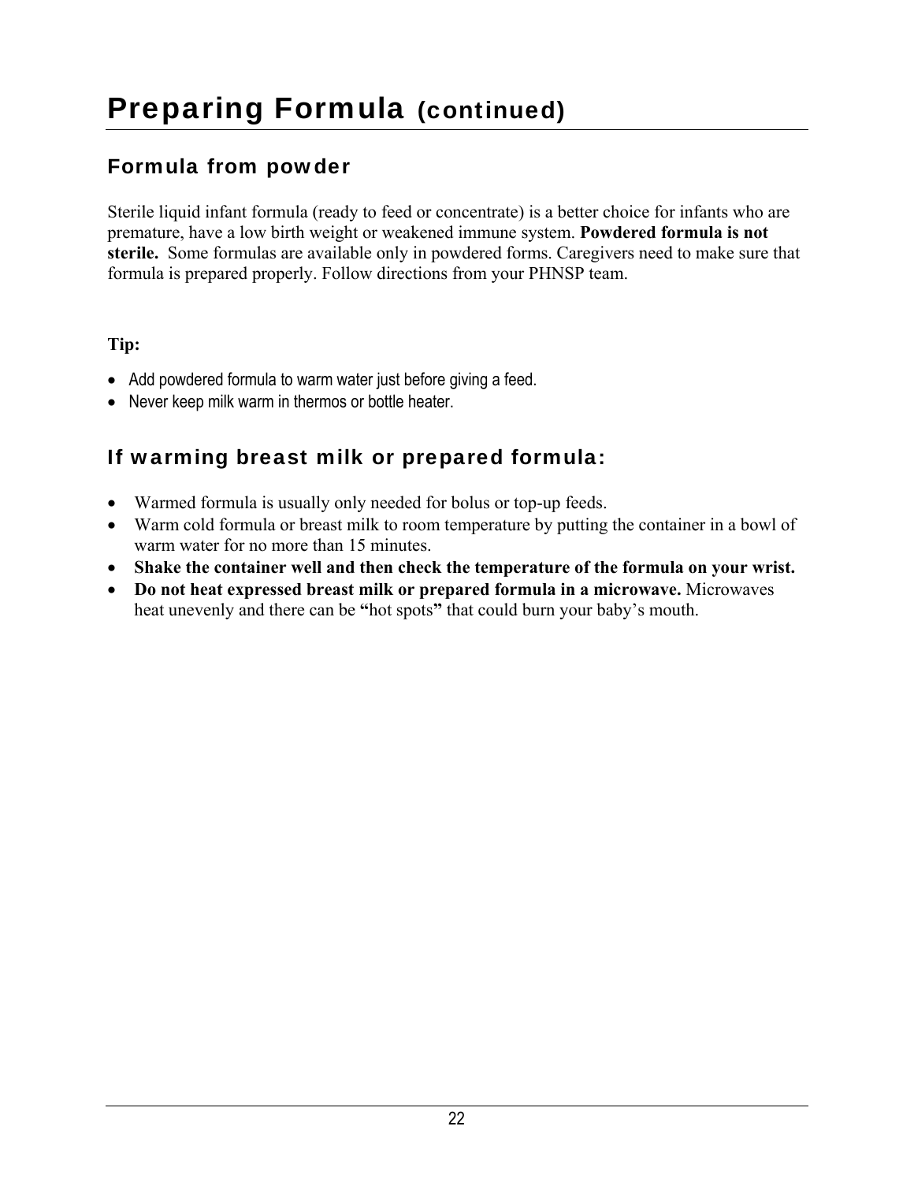# Preparing Formula (continued)

## Formula from powder

Sterile liquid infant formula (ready to feed or concentrate) is a better choice for infants who are premature, have a low birth weight or weakened immune system. **Powdered formula is not sterile.** Some formulas are available only in powdered forms. Caregivers need to make sure that formula is prepared properly. Follow directions from your PHNSP team.

**Tip:**

- Add powdered formula to warm water just before giving a feed.
- Never keep milk warm in thermos or bottle heater.

## If warming breast milk or prepared formula:

- Warmed formula is usually only needed for bolus or top-up feeds.
- Warm cold formula or breast milk to room temperature by putting the container in a bowl of warm water for no more than 15 minutes.
- **Shake the container well and then check the temperature of the formula on your wrist.**
- **Do not heat expressed breast milk or prepared formula in a microwave.** Microwaves heat unevenly and there can be **"**hot spots**"** that could burn your baby's mouth.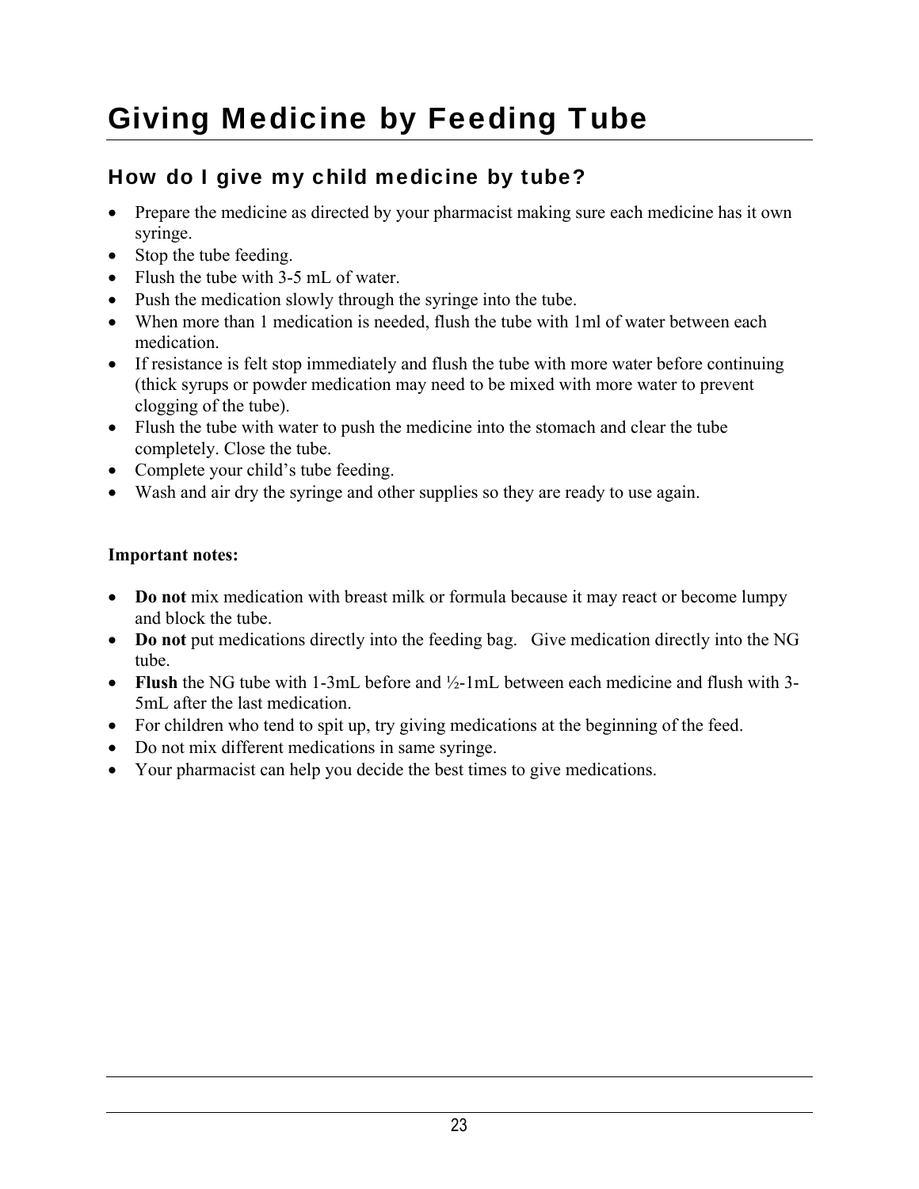# Giving Medicine by Feeding Tube

## How do I give my child medicine by tube?

- Prepare the medicine as directed by your pharmacist making sure each medicine has it own syringe.
- Stop the tube feeding.
- Flush the tube with 3-5 mL of water.
- Push the medication slowly through the syringe into the tube.
- When more than 1 medication is needed, flush the tube with 1ml of water between each medication.
- If resistance is felt stop immediately and flush the tube with more water before continuing (thick syrups or powder medication may need to be mixed with more water to prevent clogging of the tube).
- Flush the tube with water to push the medicine into the stomach and clear the tube completely. Close the tube.
- Complete your child's tube feeding.
- Wash and air dry the syringe and other supplies so they are ready to use again.

**Important notes:**

- **Do not** mix medication with breast milk or formula because it may react or become lumpy and block the tube.
- **Do not** put medications directly into the feeding bag. Give medication directly into the NG tube.
- **Flush** the NG tube with 1-3mL before and ½-1mL between each medicine and flush with 3-5mL after the last medication.
- For children who tend to spit up, try giving medications at the beginning of the feed.
- Do not mix different medications in same syringe.
- Your pharmacist can help you decide the best times to give medications.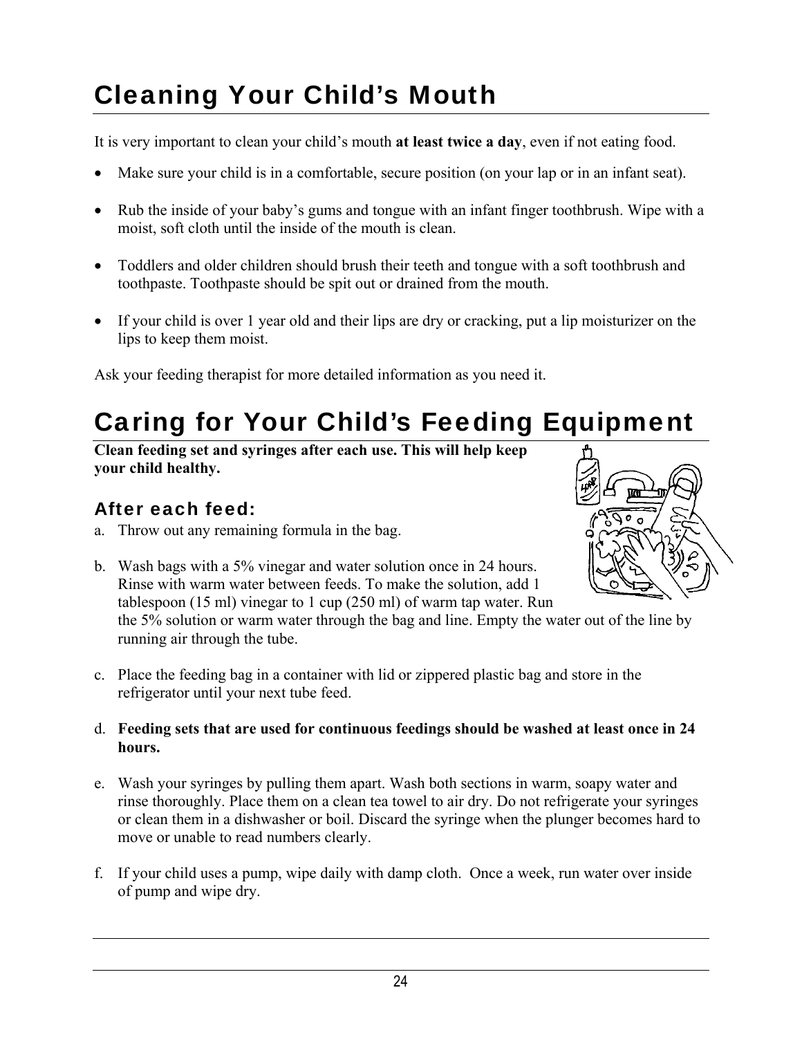# Cleaning Your Child's Mouth

It is very important to clean your child's mouth **at least twice a day**, even if not eating food.

- Make sure your child is in a comfortable, secure position (on your lap or in an infant seat).
- Rub the inside of your baby's gums and tongue with an infant finger toothbrush. Wipe with a moist, soft cloth until the inside of the mouth is clean.
- Toddlers and older children should brush their teeth and tongue with a soft toothbrush and toothpaste. Toothpaste should be spit out or drained from the mouth.
- If your child is over 1 year old and their lips are dry or cracking, put a lip moisturizer on the lips to keep them moist.

Ask your feeding therapist for more detailed information as you need it.

# Caring for Your Child's Feeding Equipment

**Clean feeding set and syringes after each use. This will help keep your child healthy.**

## After each feed:

a. Throw out any remaining formula in the bag.

b. Wash bags with a 5% vinegar and water solution once in 24 hours. Rinse with warm water between feeds. To make the solution, add 1 tablespoon (15 ml) vinegar to 1 cup (250 ml) of warm tap water. Run the 5% solution or warm water through the bag and line. Empty the water out of the line by running air through the tube.

c. Place the feeding bag in a container with lid or zippered plastic bag and store in the refrigerator until your next tube feed.

d. **Feeding sets that are used for continuous feedings should be washed at least once in 24 hours.**

e. Wash your syringes by pulling them apart. Wash both sections in warm, soapy water and rinse thoroughly. Place them on a clean tea towel to air dry. Do not refrigerate your syringes or clean them in a dishwasher or boil. Discard the syringe when the plunger becomes hard to move or unable to read numbers clearly.

f. If your child uses a pump, wipe daily with damp cloth. Once a week, run water over inside of pump and wipe dry.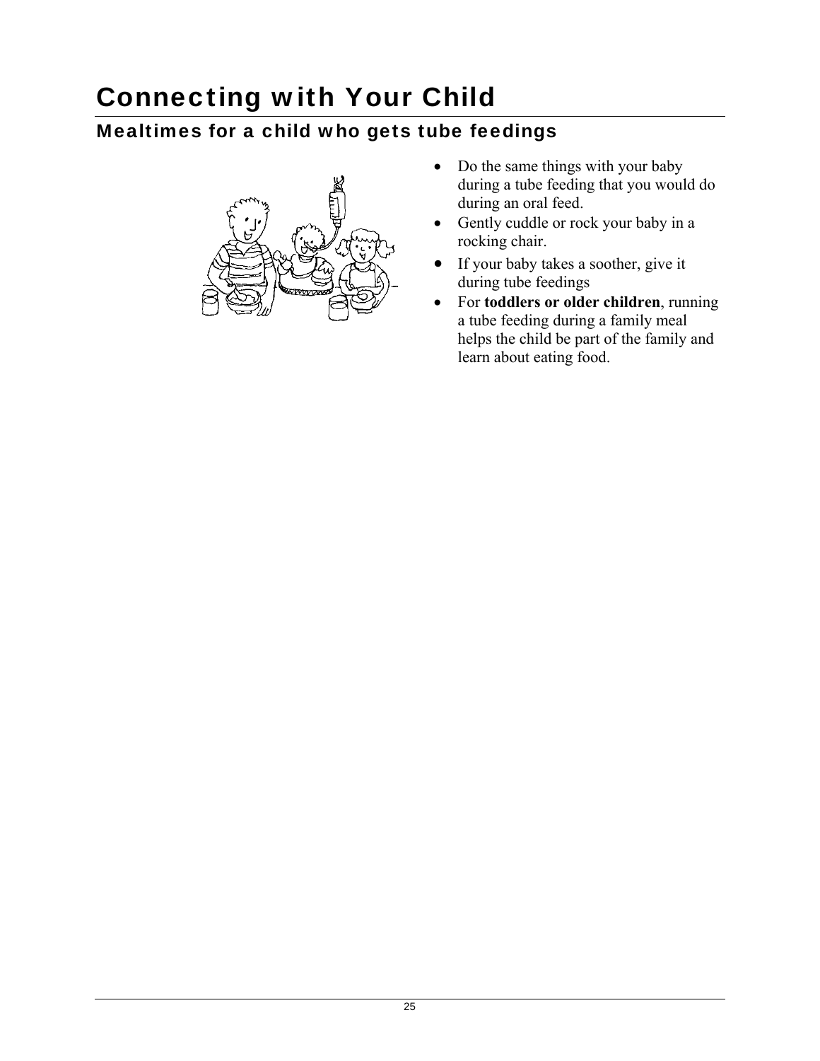# Connecting with Your Child

## Mealtimes for a child who gets tube feedings

- Do the same things with your baby during a tube feeding that you would do during an oral feed.
- Gently cuddle or rock your baby in a rocking chair.
- If your baby takes a soother, give it during tube feedings
- For **toddlers or older children**, running a tube feeding during a family meal helps the child be part of the family and learn about eating food.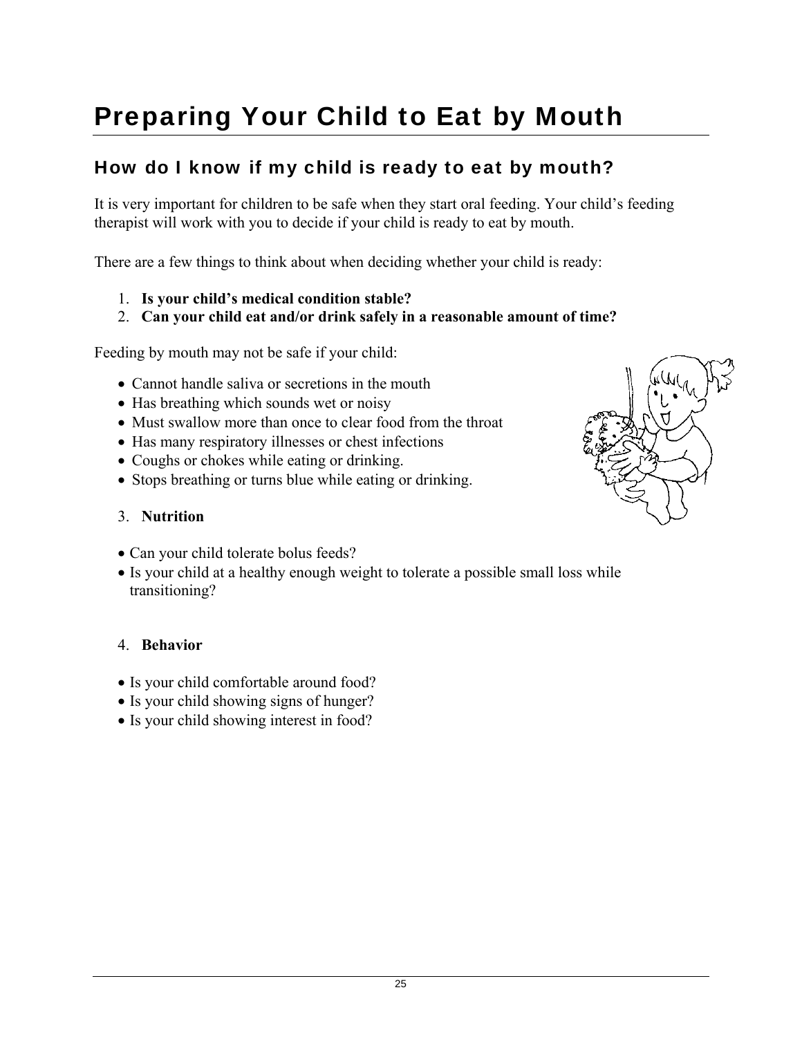# Preparing Your Child to Eat by Mouth

## How do I know if my child is ready to eat by mouth?

It is very important for children to be safe when they start oral feeding. Your child's feeding therapist will work with you to decide if your child is ready to eat by mouth.

There are a few things to think about when deciding whether your child is ready:

1. **Is your child's medical condition stable?**
2. **Can your child eat and/or drink safely in a reasonable amount of time?**

Feeding by mouth may not be safe if your child:

- Cannot handle saliva or secretions in the mouth
- Has breathing which sounds wet or noisy
- Must swallow more than once to clear food from the throat
- Has many respiratory illnesses or chest infections
- Coughs or chokes while eating or drinking.
- Stops breathing or turns blue while eating or drinking.

3. **Nutrition**

- Can your child tolerate bolus feeds?
- Is your child at a healthy enough weight to tolerate a possible small loss while transitioning?

4. **Behavior**

- Is your child comfortable around food?
- Is your child showing signs of hunger?
- Is your child showing interest in food?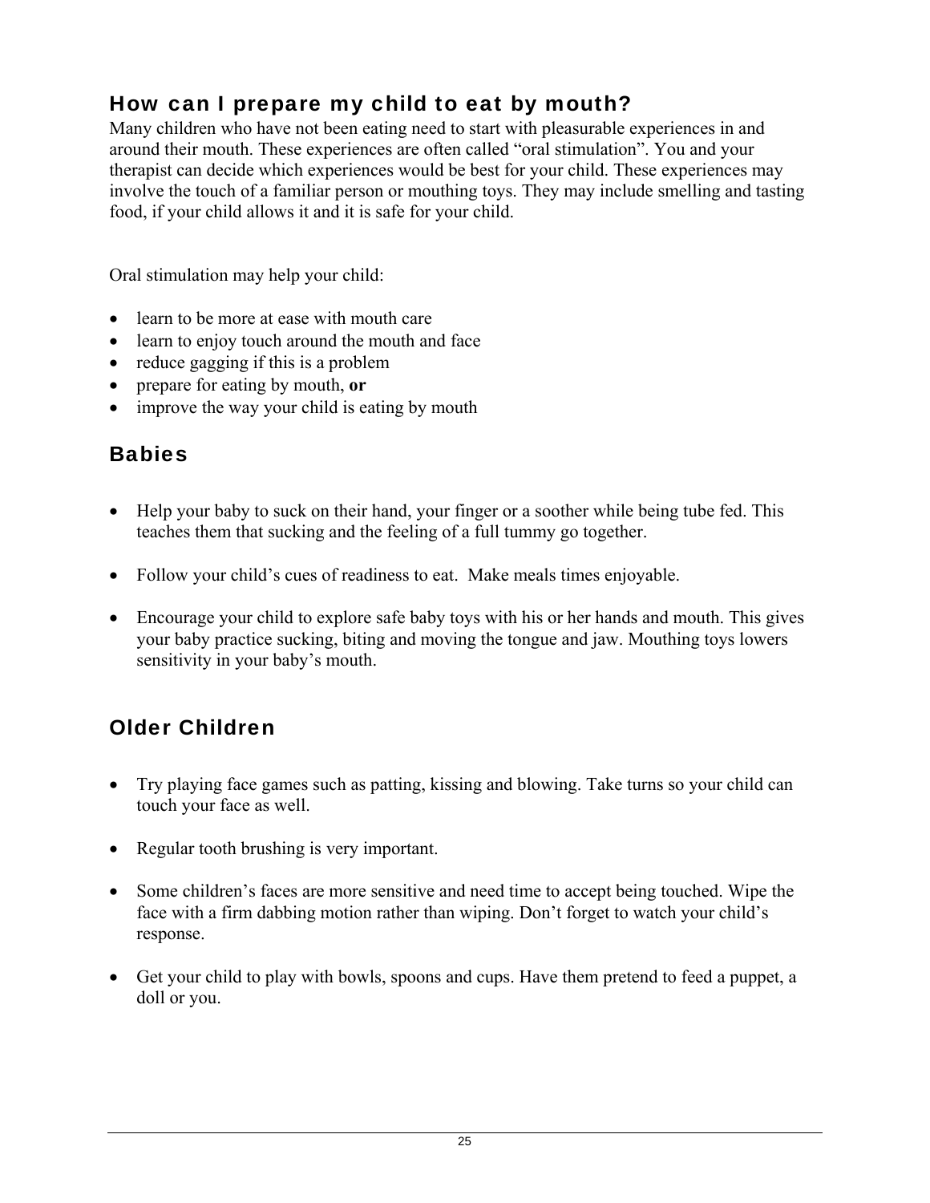## How can I prepare my child to eat by mouth?

Many children who have not been eating need to start with pleasurable experiences in and around their mouth. These experiences are often called "oral stimulation". You and your therapist can decide which experiences would be best for your child. These experiences may involve the touch of a familiar person or mouthing toys. They may include smelling and tasting food, if your child allows it and it is safe for your child.

Oral stimulation may help your child:

- learn to be more at ease with mouth care
- learn to enjoy touch around the mouth and face
- reduce gagging if this is a problem
- prepare for eating by mouth, **or**
- improve the way your child is eating by mouth

## Babies

- Help your baby to suck on their hand, your finger or a soother while being tube fed. This teaches them that sucking and the feeling of a full tummy go together.
- Follow your child's cues of readiness to eat. Make meals times enjoyable.
- Encourage your child to explore safe baby toys with his or her hands and mouth. This gives your baby practice sucking, biting and moving the tongue and jaw. Mouthing toys lowers sensitivity in your baby's mouth.

## Older Children

- Try playing face games such as patting, kissing and blowing. Take turns so your child can touch your face as well.
- Regular tooth brushing is very important.
- Some children's faces are more sensitive and need time to accept being touched. Wipe the face with a firm dabbing motion rather than wiping. Don't forget to watch your child's response.
- Get your child to play with bowls, spoons and cups. Have them pretend to feed a puppet, a doll or you.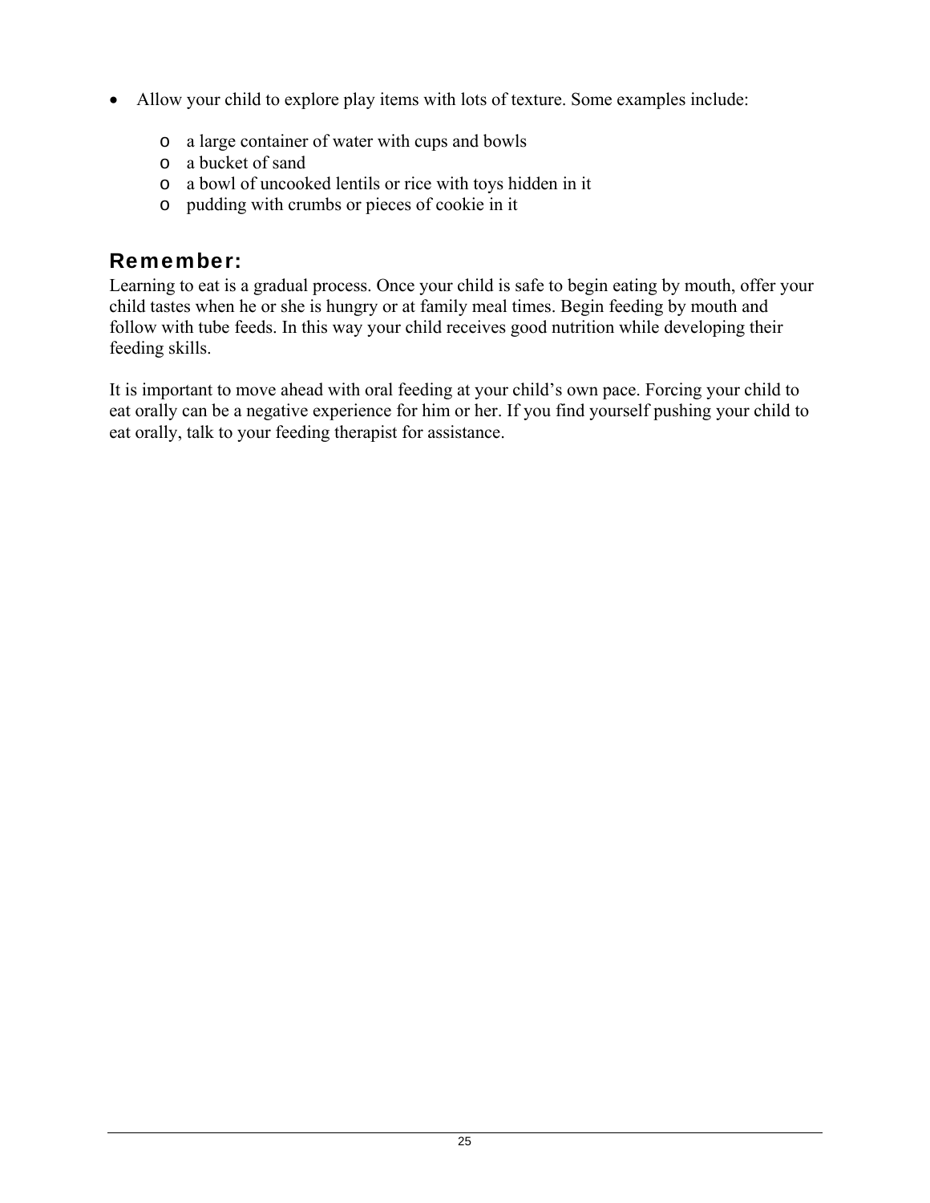- Allow your child to explore play items with lots of texture. Some examples include:
  - a large container of water with cups and bowls
  - a bucket of sand
  - a bowl of uncooked lentils or rice with toys hidden in it
  - pudding with crumbs or pieces of cookie in it

## Remember:

Learning to eat is a gradual process. Once your child is safe to begin eating by mouth, offer your child tastes when he or she is hungry or at family meal times. Begin feeding by mouth and follow with tube feeds. In this way your child receives good nutrition while developing their feeding skills.

It is important to move ahead with oral feeding at your child's own pace. Forcing your child to eat orally can be a negative experience for him or her. If you find yourself pushing your child to eat orally, talk to your feeding therapist for assistance.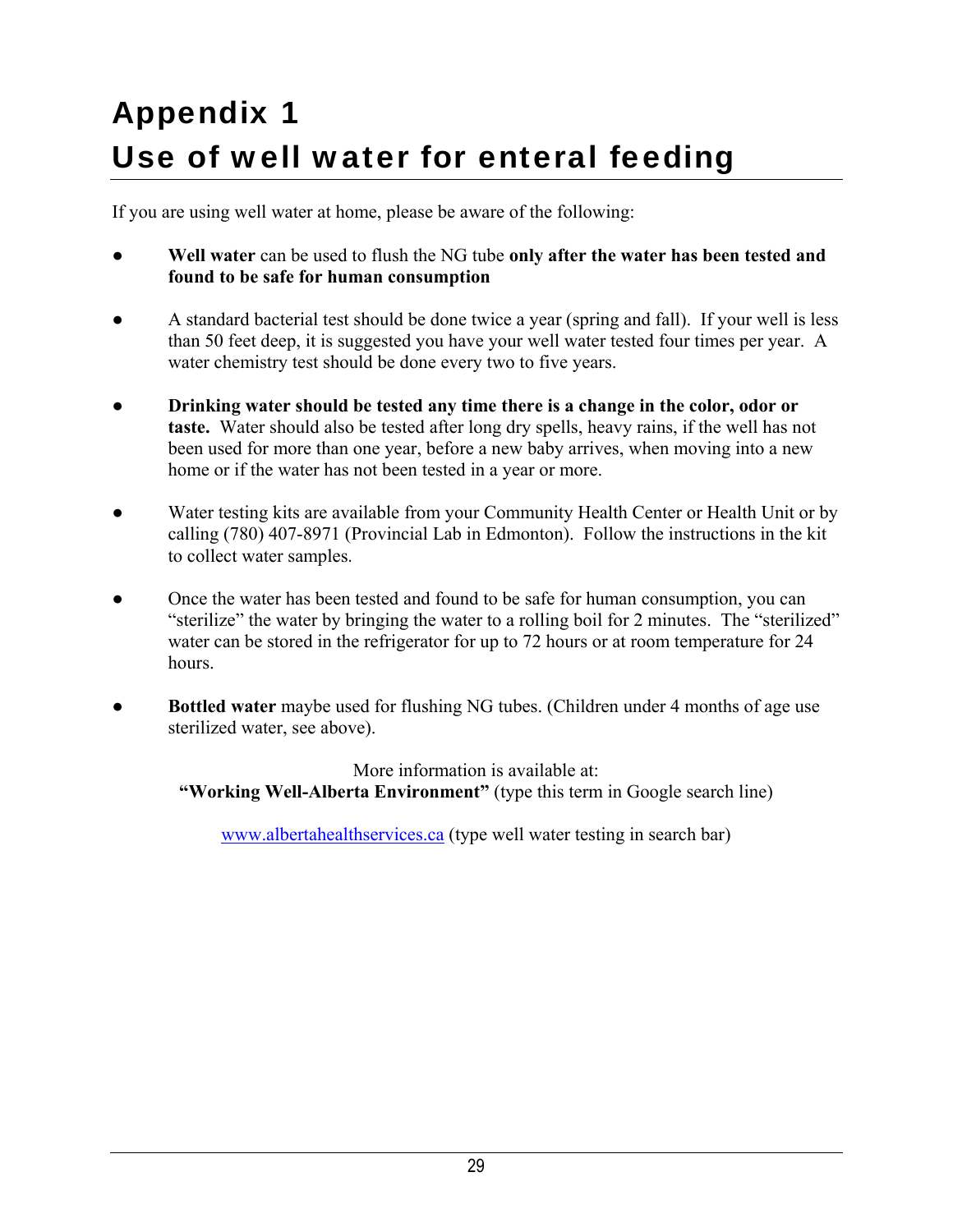# Appendix 1
# Use of well water for enteral feeding

If you are using well water at home, please be aware of the following:

- **Well water** can be used to flush the NG tube **only after the water has been tested and found to be safe for human consumption**
- A standard bacterial test should be done twice a year (spring and fall). If your well is less than 50 feet deep, it is suggested you have your well water tested four times per year. A water chemistry test should be done every two to five years.
- **Drinking water should be tested any time there is a change in the color, odor or taste.** Water should also be tested after long dry spells, heavy rains, if the well has not been used for more than one year, before a new baby arrives, when moving into a new home or if the water has not been tested in a year or more.
- Water testing kits are available from your Community Health Center or Health Unit or by calling (780) 407-8971 (Provincial Lab in Edmonton). Follow the instructions in the kit to collect water samples.
- Once the water has been tested and found to be safe for human consumption, you can "sterilize" the water by bringing the water to a rolling boil for 2 minutes. The "sterilized" water can be stored in the refrigerator for up to 72 hours or at room temperature for 24 hours.
- **Bottled water** maybe used for flushing NG tubes. (Children under 4 months of age use sterilized water, see above).

More information is available at:
**"Working Well-Alberta Environment"** (type this term in Google search line)

www.albertahealthservices.ca (type well water testing in search bar)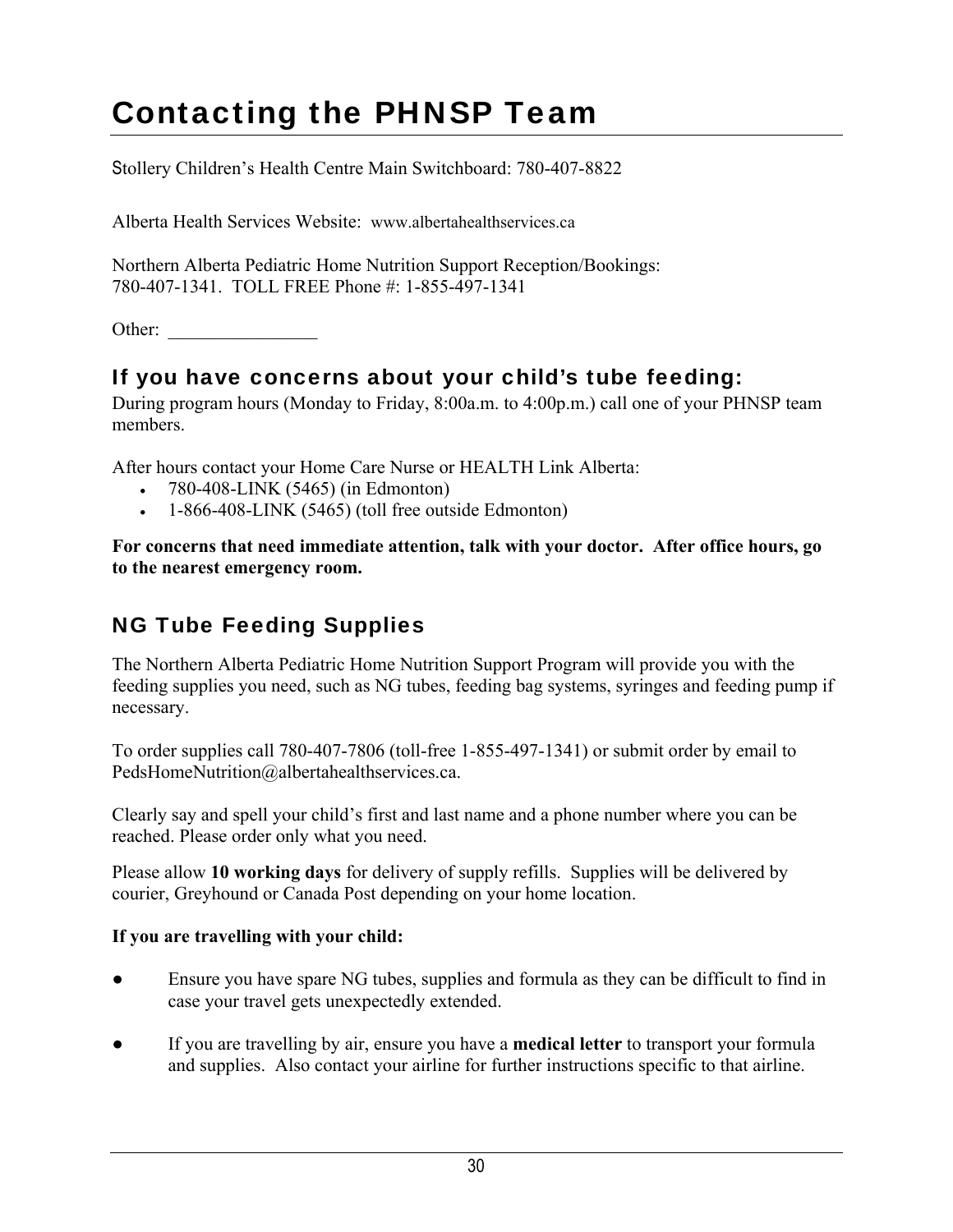# Contacting the PHNSP Team

Stollery Children's Health Centre Main Switchboard: 780-407-8822

Alberta Health Services Website: www.albertahealthservices.ca

Northern Alberta Pediatric Home Nutrition Support Reception/Bookings:
780-407-1341. TOLL FREE Phone #: 1-855-497-1341

Other: ________________

## If you have concerns about your child's tube feeding:

During program hours (Monday to Friday, 8:00a.m. to 4:00p.m.) call one of your PHNSP team members.

After hours contact your Home Care Nurse or HEALTH Link Alberta:

- 780-408-LINK (5465) (in Edmonton)
- 1-866-408-LINK (5465) (toll free outside Edmonton)

**For concerns that need immediate attention, talk with your doctor. After office hours, go to the nearest emergency room.**

## NG Tube Feeding Supplies

The Northern Alberta Pediatric Home Nutrition Support Program will provide you with the feeding supplies you need, such as NG tubes, feeding bag systems, syringes and feeding pump if necessary.

To order supplies call 780-407-7806 (toll-free 1-855-497-1341) or submit order by email to PedsHomeNutrition@albertahealthservices.ca.

Clearly say and spell your child's first and last name and a phone number where you can be reached. Please order only what you need.

Please allow **10 working days** for delivery of supply refills. Supplies will be delivered by courier, Greyhound or Canada Post depending on your home location.

**If you are travelling with your child:**

- Ensure you have spare NG tubes, supplies and formula as they can be difficult to find in case your travel gets unexpectedly extended.
- If you are travelling by air, ensure you have a **medical letter** to transport your formula and supplies. Also contact your airline for further instructions specific to that airline.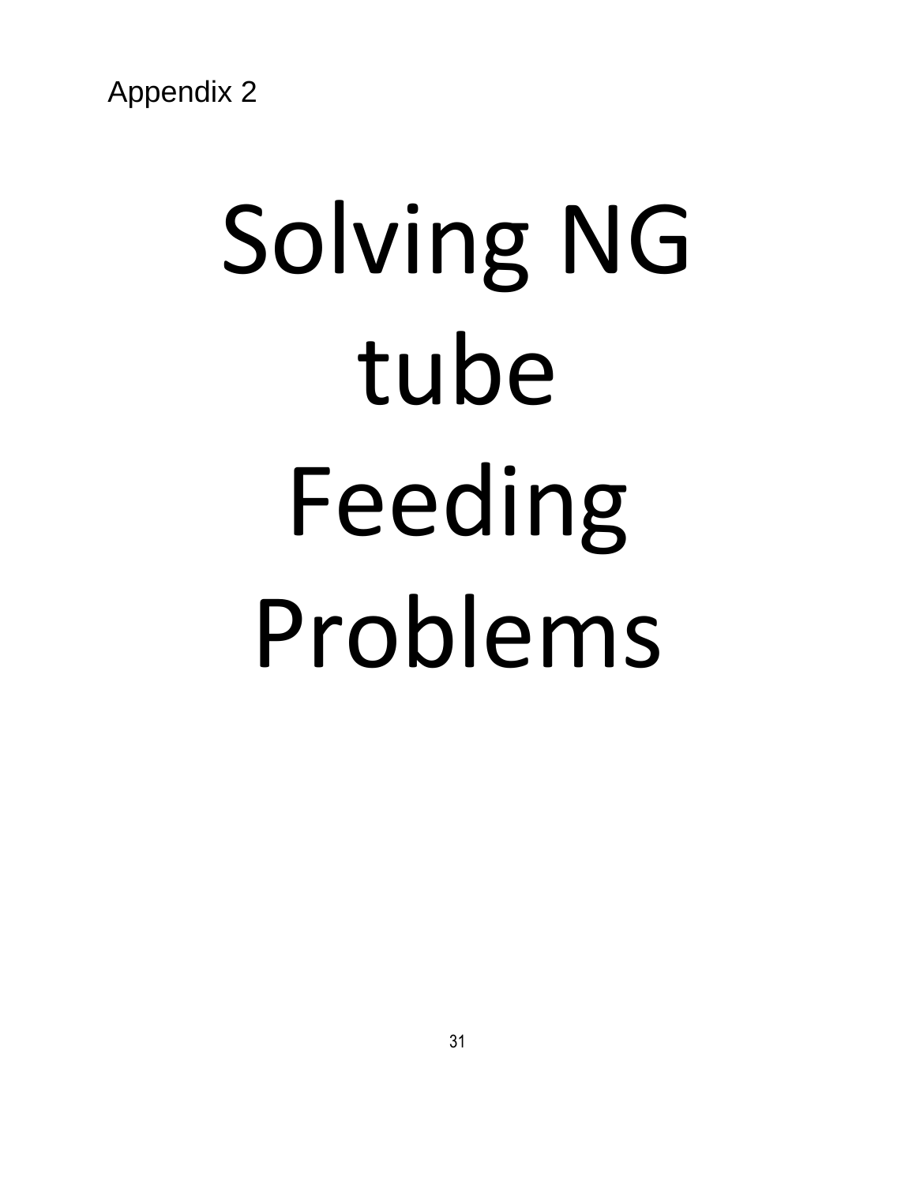Appendix 2

# Solving NG tube Feeding Problems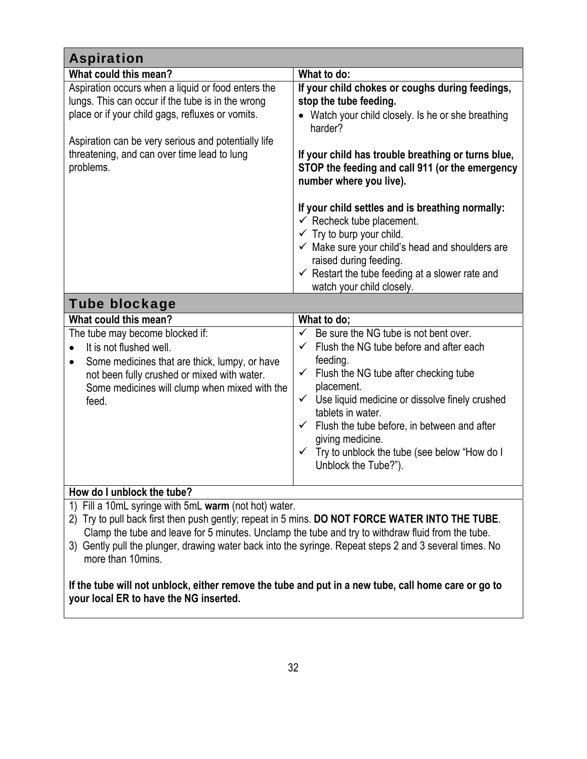## Aspiration

| What could this mean? | What to do: |
| --- | --- |
| Aspiration occurs when a liquid or food enters the lungs. This can occur if the tube is in the wrong place or if your child gags, refluxes or vomits.<br><br>Aspiration can be very serious and potentially life threatening, and can over time lead to lung problems. | **If your child chokes or coughs during feedings, stop the tube feeding.**<br>• Watch your child closely. Is he or she breathing harder?<br><br>**If your child has trouble breathing or turns blue, STOP the feeding and call 911 (or the emergency number where you live).**<br><br>**If your child settles and is breathing normally:**<br>✓ Recheck tube placement.<br>✓ Try to burp your child.<br>✓ Make sure your child's head and shoulders are raised during feeding.<br>✓ Restart the tube feeding at a slower rate and watch your child closely. |

## Tube blockage

| What could this mean? | What to do; |
| --- | --- |
| The tube may become blocked if:<br>• It is not flushed well.<br>• Some medicines that are thick, lumpy, or have not been fully crushed or mixed with water. Some medicines will clump when mixed with the feed. | ✓ Be sure the NG tube is not bent over.<br>✓ Flush the NG tube before and after each feeding.<br>✓ Flush the NG tube after checking tube placement.<br>✓ Use liquid medicine or dissolve finely crushed tablets in water.<br>✓ Flush the tube before, in between and after giving medicine.<br>✓ Try to unblock the tube (see below "How do I Unblock the Tube?"). |

**How do I unblock the tube?**

1) Fill a 10mL syringe with 5mL **warm** (not hot) water.
2) Try to pull back first then push gently; repeat in 5 mins. **DO NOT FORCE WATER INTO THE TUBE**. Clamp the tube and leave for 5 minutes. Unclamp the tube and try to withdraw fluid from the tube.
3) Gently pull the plunger, drawing water back into the syringe. Repeat steps 2 and 3 several times. No more than 10mins.

**If the tube will not unblock, either remove the tube and put in a new tube, call home care or go to your local ER to have the NG inserted.**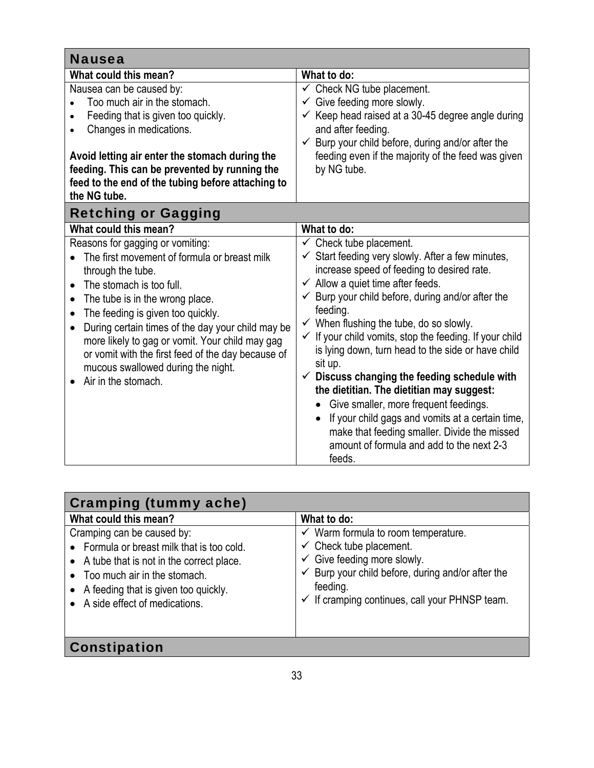| Nausea | |
|---|---|
| **What could this mean?** | **What to do:** |
| Nausea can be caused by:<br>• Too much air in the stomach.<br>• Feeding that is given too quickly.<br>• Changes in medications.<br><br>**Avoid letting air enter the stomach during the feeding. This can be prevented by running the feed to the end of the tubing before attaching to the NG tube.** | ✓ Check NG tube placement.<br>✓ Give feeding more slowly.<br>✓ Keep head raised at a 30-45 degree angle during and after feeding.<br>✓ Burp your child before, during and/or after the feeding even if the majority of the feed was given by NG tube. |

| Retching or Gagging | |
|---|---|
| **What could this mean?** | **What to do:** |
| Reasons for gagging or vomiting:<br>• The first movement of formula or breast milk through the tube.<br>• The stomach is too full.<br>• The tube is in the wrong place.<br>• The feeding is given too quickly.<br>• During certain times of the day your child may be more likely to gag or vomit. Your child may gag or vomit with the first feed of the day because of mucous swallowed during the night.<br>• Air in the stomach. | ✓ Check tube placement.<br>✓ Start feeding very slowly. After a few minutes, increase speed of feeding to desired rate.<br>✓ Allow a quiet time after feeds.<br>✓ Burp your child before, during and/or after the feeding.<br>✓ When flushing the tube, do so slowly.<br>✓ If your child vomits, stop the feeding. If your child is lying down, turn head to the side or have child sit up.<br>✓ **Discuss changing the feeding schedule with the dietitian. The dietitian may suggest:**<br>• Give smaller, more frequent feedings.<br>• If your child gags and vomits at a certain time, make that feeding smaller. Divide the missed amount of formula and add to the next 2-3 feeds. |

| Cramping (tummy ache) | |
|---|---|
| **What could this mean?** | **What to do:** |
| Cramping can be caused by:<br>• Formula or breast milk that is too cold.<br>• A tube that is not in the correct place.<br>• Too much air in the stomach.<br>• A feeding that is given too quickly.<br>• A side effect of medications. | ✓ Warm formula to room temperature.<br>✓ Check tube placement.<br>✓ Give feeding more slowly.<br>✓ Burp your child before, during and/or after the feeding.<br>✓ If cramping continues, call your PHNSP team. |

## Constipation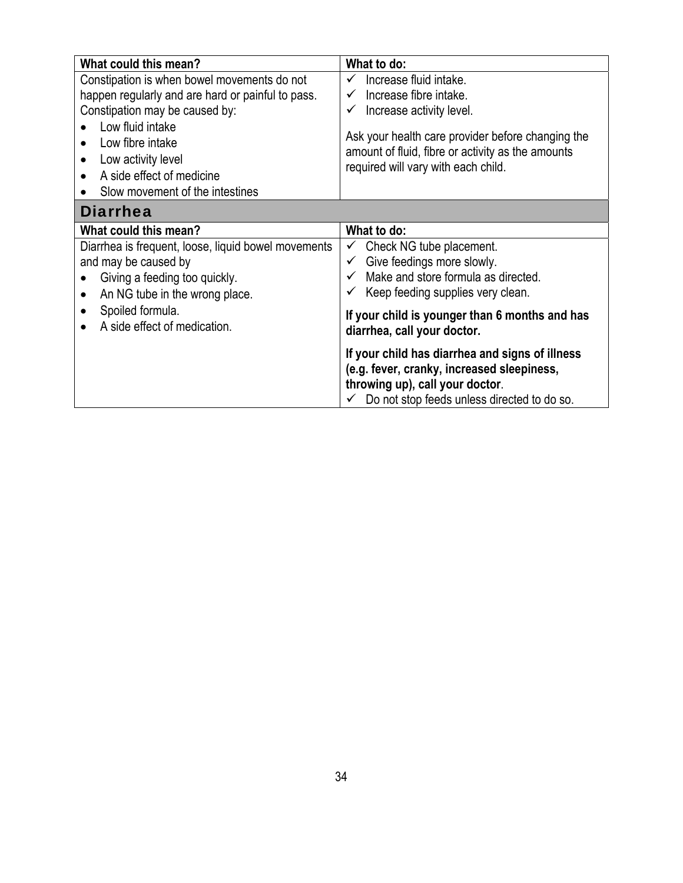| What could this mean? | What to do: |
| --- | --- |
| Constipation is when bowel movements do not happen regularly and are hard or painful to pass.<br>Constipation may be caused by:<br>• Low fluid intake<br>• Low fibre intake<br>• Low activity level<br>• A side effect of medicine<br>• Slow movement of the intestines | ✓ Increase fluid intake.<br>✓ Increase fibre intake.<br>✓ Increase activity level.<br><br>Ask your health care provider before changing the amount of fluid, fibre or activity as the amounts required will vary with each child. |

## Diarrhea

| What could this mean? | What to do: |
| --- | --- |
| Diarrhea is frequent, loose, liquid bowel movements and may be caused by<br>• Giving a feeding too quickly.<br>• An NG tube in the wrong place.<br>• Spoiled formula.<br>• A side effect of medication. | ✓ Check NG tube placement.<br>✓ Give feedings more slowly.<br>✓ Make and store formula as directed.<br>✓ Keep feeding supplies very clean.<br><br>**If your child is younger than 6 months and has diarrhea, call your doctor.**<br><br>**If your child has diarrhea and signs of illness (e.g. fever, cranky, increased sleepiness, throwing up), call your doctor**.<br>✓ Do not stop feeds unless directed to do so. |